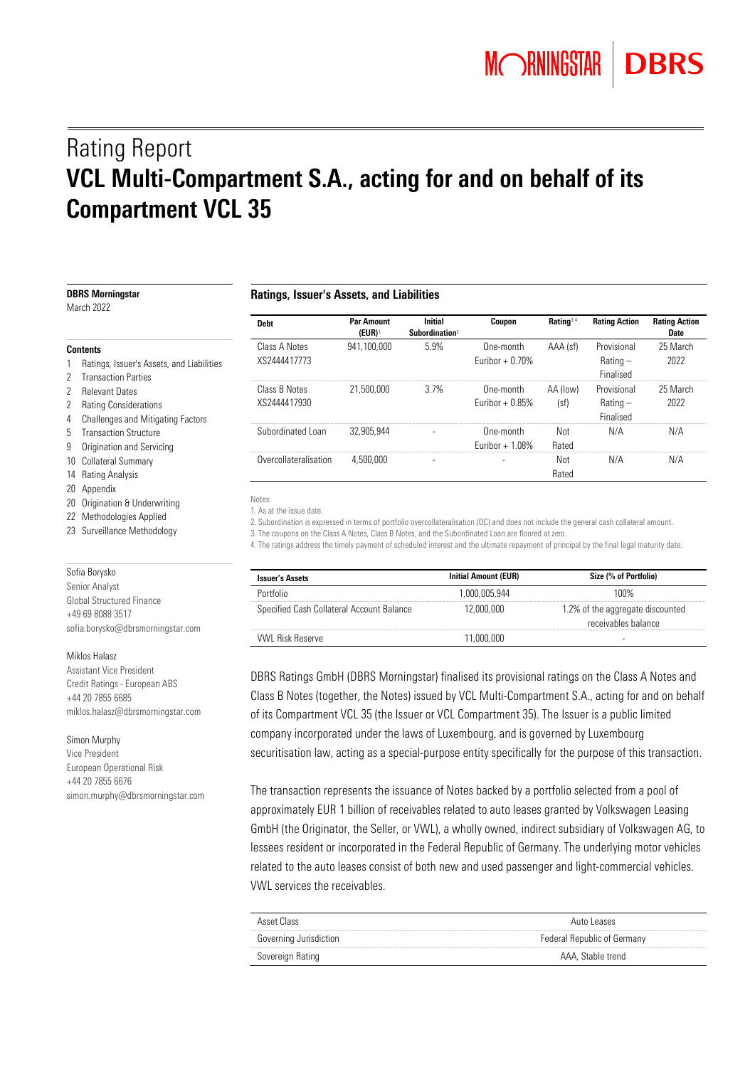# Rating Report

# VCL Multi-Compartment S.A., acting for and on behalf of its Compartment VCL 35

**DBRS Morningstar**
March 2022

**Contents**

1 Ratings, Issuer's Assets, and Liabilities
2 Transaction Parties
2 Relevant Dates
2 Rating Considerations
4 Challenges and Mitigating Factors
5 Transaction Structure
9 Origination and Servicing
10 Collateral Summary
14 Rating Analysis
20 Appendix
20 Origination & Underwriting
22 Methodologies Applied
23 Surveillance Methodology

Sofia Borysko
Senior Analyst
Global Structured Finance
+49 69 8088 3517
sofia.borysko@dbrsmorningstar.com

Miklos Halasz
Assistant Vice President
Credit Ratings - European ABS
+44 20 7855 6685
miklos.halasz@dbrsmorningstar.com

Simon Murphy
Vice President
European Operational Risk
+44 20 7855 6676
simon.murphy@dbrsmorningstar.com

## Ratings, Issuer's Assets, and Liabilities

| Debt | Par Amount (EUR)[1] | Initial Subordination[2] | Coupon | Rating[3,4] | Rating Action | Rating Action Date |
|---|---|---|---|---|---|---|
| Class A Notes XS2444417773 | 941,100,000 | 5.9% | One-month Euribor + 0.70% | AAA (sf) | Provisional Rating – Finalised | 25 March 2022 |
| Class B Notes XS2444417930 | 21,500,000 | 3.7% | One-month Euribor + 0.85% | AA (low) (sf) | Provisional Rating – Finalised | 25 March 2022 |
| Subordinated Loan | 32,905,944 | - | One-month Euribor + 1.08% | Not Rated | N/A | N/A |
| Overcollateralisation | 4,500,000 | - | - | Not Rated | N/A | N/A |

Notes:
1. As at the issue date.
2. Subordination is expressed in terms of portfolio overcollateralisation (OC) and does not include the general cash collateral amount.
3. The coupons on the Class A Notes, Class B Notes, and the Subordinated Loan are floored at zero.
4. The ratings address the timely payment of scheduled interest and the ultimate repayment of principal by the final legal maturity date.

| Issuer's Assets | Initial Amount (EUR) | Size (% of Portfolio) |
|---|---|---|
| Portfolio | 1,000,005,944 | 100% |
| Specified Cash Collateral Account Balance | 12,000,000 | 1.2% of the aggregate discounted receivables balance |
| VWL Risk Reserve | 11,000,000 | - |

DBRS Ratings GmbH (DBRS Morningstar) finalised its provisional ratings on the Class A Notes and Class B Notes (together, the Notes) issued by VCL Multi-Compartment S.A., acting for and on behalf of its Compartment VCL 35 (the Issuer or VCL Compartment 35). The Issuer is a public limited company incorporated under the laws of Luxembourg, and is governed by Luxembourg securitisation law, acting as a special-purpose entity specifically for the purpose of this transaction.

The transaction represents the issuance of Notes backed by a portfolio selected from a pool of approximately EUR 1 billion of receivables related to auto leases granted by Volkswagen Leasing GmbH (the Originator, the Seller, or VWL), a wholly owned, indirect subsidiary of Volkswagen AG, to lessees resident or incorporated in the Federal Republic of Germany. The underlying motor vehicles related to the auto leases consist of both new and used passenger and light-commercial vehicles. VWL services the receivables.

| Asset Class | Auto Leases |
|---|---|
| Governing Jurisdiction | Federal Republic of Germany |
| Sovereign Rating | AAA, Stable trend |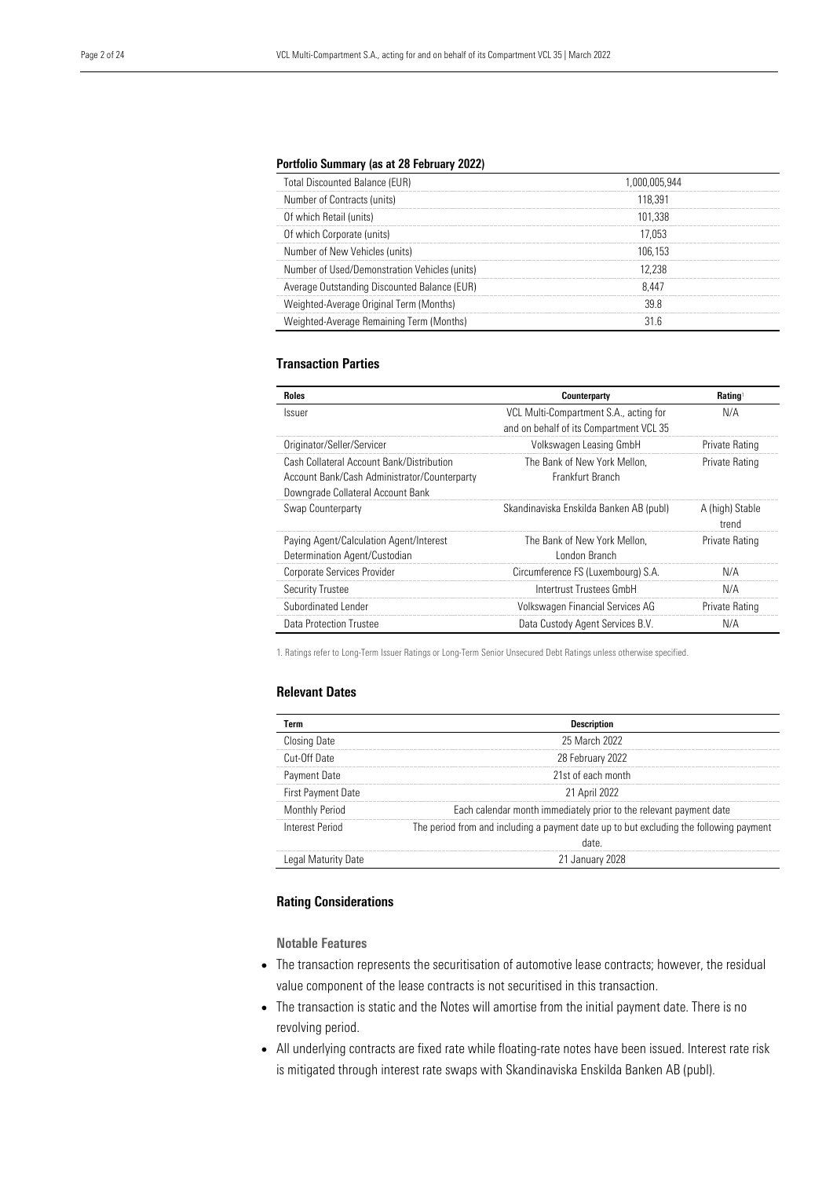#### Portfolio Summary (as at 28 February 2022)

| | |
|---|---|
| Total Discounted Balance (EUR) | 1,000,005,944 |
| Number of Contracts (units) | 118,391 |
| Of which Retail (units) | 101,338 |
| Of which Corporate (units) | 17,053 |
| Number of New Vehicles (units) | 106,153 |
| Number of Used/Demonstration Vehicles (units) | 12,238 |
| Average Outstanding Discounted Balance (EUR) | 8,447 |
| Weighted-Average Original Term (Months) | 39.8 |
| Weighted-Average Remaining Term (Months) | 31.6 |

## Transaction Parties

| Roles | Counterparty | Rating[1] |
|---|---|---|
| Issuer | VCL Multi-Compartment S.A., acting for and on behalf of its Compartment VCL 35 | N/A |
| Originator/Seller/Servicer | Volkswagen Leasing GmbH | Private Rating |
| Cash Collateral Account Bank/Distribution Account Bank/Cash Administrator/Counterparty Downgrade Collateral Account Bank | The Bank of New York Mellon, Frankfurt Branch | Private Rating |
| Swap Counterparty | Skandinaviska Enskilda Banken AB (publ) | A (high) Stable trend |
| Paying Agent/Calculation Agent/Interest Determination Agent/Custodian | The Bank of New York Mellon, London Branch | Private Rating |
| Corporate Services Provider | Circumference FS (Luxembourg) S.A. | N/A |
| Security Trustee | Intertrust Trustees GmbH | N/A |
| Subordinated Lender | Volkswagen Financial Services AG | Private Rating |
| Data Protection Trustee | Data Custody Agent Services B.V. | N/A |

1. Ratings refer to Long-Term Issuer Ratings or Long-Term Senior Unsecured Debt Ratings unless otherwise specified.

## Relevant Dates

| Term | Description |
|---|---|
| Closing Date | 25 March 2022 |
| Cut-Off Date | 28 February 2022 |
| Payment Date | 21st of each month |
| First Payment Date | 21 April 2022 |
| Monthly Period | Each calendar month immediately prior to the relevant payment date |
| Interest Period | The period from and including a payment date up to but excluding the following payment date. |
| Legal Maturity Date | 21 January 2028 |

## Rating Considerations

### Notable Features

- The transaction represents the securitisation of automotive lease contracts; however, the residual value component of the lease contracts is not securitised in this transaction.
- The transaction is static and the Notes will amortise from the initial payment date. There is no revolving period.
- All underlying contracts are fixed rate while floating-rate notes have been issued. Interest rate risk is mitigated through interest rate swaps with Skandinaviska Enskilda Banken AB (publ).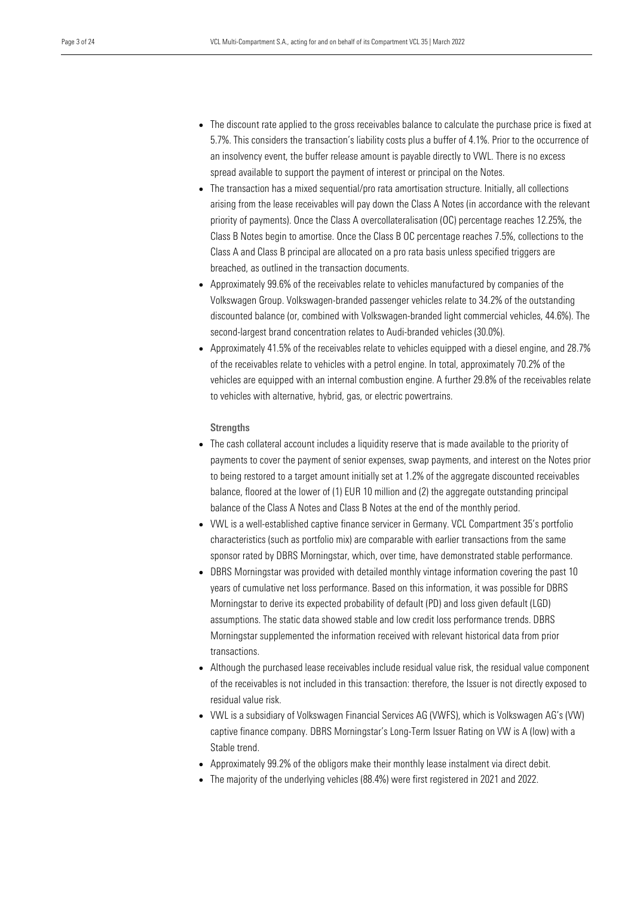- The discount rate applied to the gross receivables balance to calculate the purchase price is fixed at 5.7%. This considers the transaction's liability costs plus a buffer of 4.1%. Prior to the occurrence of an insolvency event, the buffer release amount is payable directly to VWL. There is no excess spread available to support the payment of interest or principal on the Notes.
- The transaction has a mixed sequential/pro rata amortisation structure. Initially, all collections arising from the lease receivables will pay down the Class A Notes (in accordance with the relevant priority of payments). Once the Class A overcollateralisation (OC) percentage reaches 12.25%, the Class B Notes begin to amortise. Once the Class B OC percentage reaches 7.5%, collections to the Class A and Class B principal are allocated on a pro rata basis unless specified triggers are breached, as outlined in the transaction documents.
- Approximately 99.6% of the receivables relate to vehicles manufactured by companies of the Volkswagen Group. Volkswagen-branded passenger vehicles relate to 34.2% of the outstanding discounted balance (or, combined with Volkswagen-branded light commercial vehicles, 44.6%). The second-largest brand concentration relates to Audi-branded vehicles (30.0%).
- Approximately 41.5% of the receivables relate to vehicles equipped with a diesel engine, and 28.7% of the receivables relate to vehicles with a petrol engine. In total, approximately 70.2% of the vehicles are equipped with an internal combustion engine. A further 29.8% of the receivables relate to vehicles with alternative, hybrid, gas, or electric powertrains.

**Strengths**

- The cash collateral account includes a liquidity reserve that is made available to the priority of payments to cover the payment of senior expenses, swap payments, and interest on the Notes prior to being restored to a target amount initially set at 1.2% of the aggregate discounted receivables balance, floored at the lower of (1) EUR 10 million and (2) the aggregate outstanding principal balance of the Class A Notes and Class B Notes at the end of the monthly period.
- VWL is a well-established captive finance servicer in Germany. VCL Compartment 35's portfolio characteristics (such as portfolio mix) are comparable with earlier transactions from the same sponsor rated by DBRS Morningstar, which, over time, have demonstrated stable performance.
- DBRS Morningstar was provided with detailed monthly vintage information covering the past 10 years of cumulative net loss performance. Based on this information, it was possible for DBRS Morningstar to derive its expected probability of default (PD) and loss given default (LGD) assumptions. The static data showed stable and low credit loss performance trends. DBRS Morningstar supplemented the information received with relevant historical data from prior transactions.
- Although the purchased lease receivables include residual value risk, the residual value component of the receivables is not included in this transaction: therefore, the Issuer is not directly exposed to residual value risk.
- VWL is a subsidiary of Volkswagen Financial Services AG (VWFS), which is Volkswagen AG's (VW) captive finance company. DBRS Morningstar's Long-Term Issuer Rating on VW is A (low) with a Stable trend.
- Approximately 99.2% of the obligors make their monthly lease instalment via direct debit.
- The majority of the underlying vehicles (88.4%) were first registered in 2021 and 2022.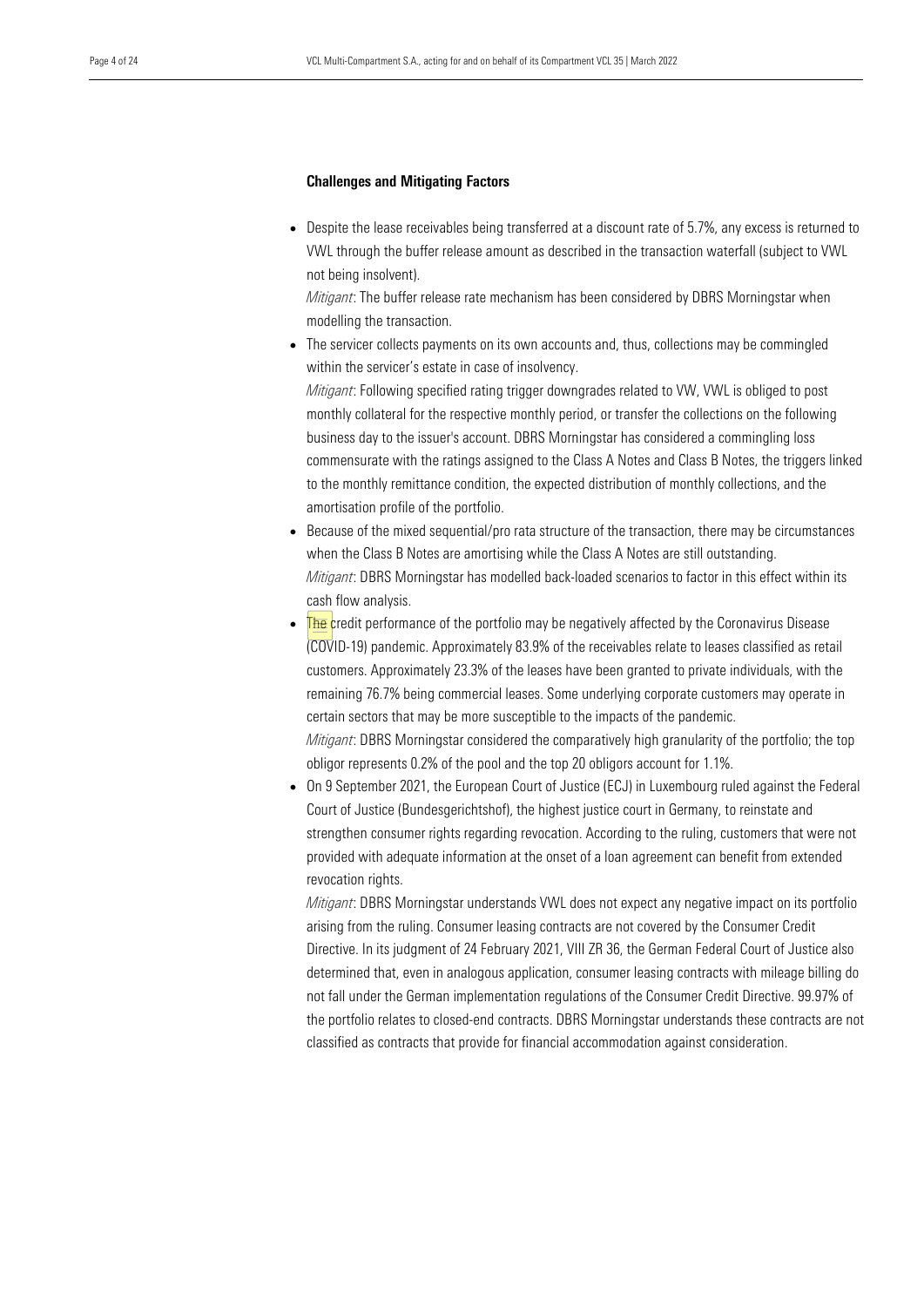**Challenges and Mitigating Factors**

- Despite the lease receivables being transferred at a discount rate of 5.7%, any excess is returned to VWL through the buffer release amount as described in the transaction waterfall (subject to VWL not being insolvent).
  *Mitigant*: The buffer release rate mechanism has been considered by DBRS Morningstar when modelling the transaction.
- The servicer collects payments on its own accounts and, thus, collections may be commingled within the servicer's estate in case of insolvency.
  *Mitigant*: Following specified rating trigger downgrades related to VW, VWL is obliged to post monthly collateral for the respective monthly period, or transfer the collections on the following business day to the issuer's account. DBRS Morningstar has considered a commingling loss commensurate with the ratings assigned to the Class A Notes and Class B Notes, the triggers linked to the monthly remittance condition, the expected distribution of monthly collections, and the amortisation profile of the portfolio.
- Because of the mixed sequential/pro rata structure of the transaction, there may be circumstances when the Class B Notes are amortising while the Class A Notes are still outstanding.
  *Mitigant*: DBRS Morningstar has modelled back-loaded scenarios to factor in this effect within its cash flow analysis.
- The credit performance of the portfolio may be negatively affected by the Coronavirus Disease (COVID-19) pandemic. Approximately 83.9% of the receivables relate to leases classified as retail customers. Approximately 23.3% of the leases have been granted to private individuals, with the remaining 76.7% being commercial leases. Some underlying corporate customers may operate in certain sectors that may be more susceptible to the impacts of the pandemic.
  *Mitigant*: DBRS Morningstar considered the comparatively high granularity of the portfolio; the top obligor represents 0.2% of the pool and the top 20 obligors account for 1.1%.
- On 9 September 2021, the European Court of Justice (ECJ) in Luxembourg ruled against the Federal Court of Justice (Bundesgerichtshof), the highest justice court in Germany, to reinstate and strengthen consumer rights regarding revocation. According to the ruling, customers that were not provided with adequate information at the onset of a loan agreement can benefit from extended revocation rights.
  *Mitigant*: DBRS Morningstar understands VWL does not expect any negative impact on its portfolio arising from the ruling. Consumer leasing contracts are not covered by the Consumer Credit Directive. In its judgment of 24 February 2021, VIII ZR 36, the German Federal Court of Justice also determined that, even in analogous application, consumer leasing contracts with mileage billing do not fall under the German implementation regulations of the Consumer Credit Directive. 99.97% of the portfolio relates to closed-end contracts. DBRS Morningstar understands these contracts are not classified as contracts that provide for financial accommodation against consideration.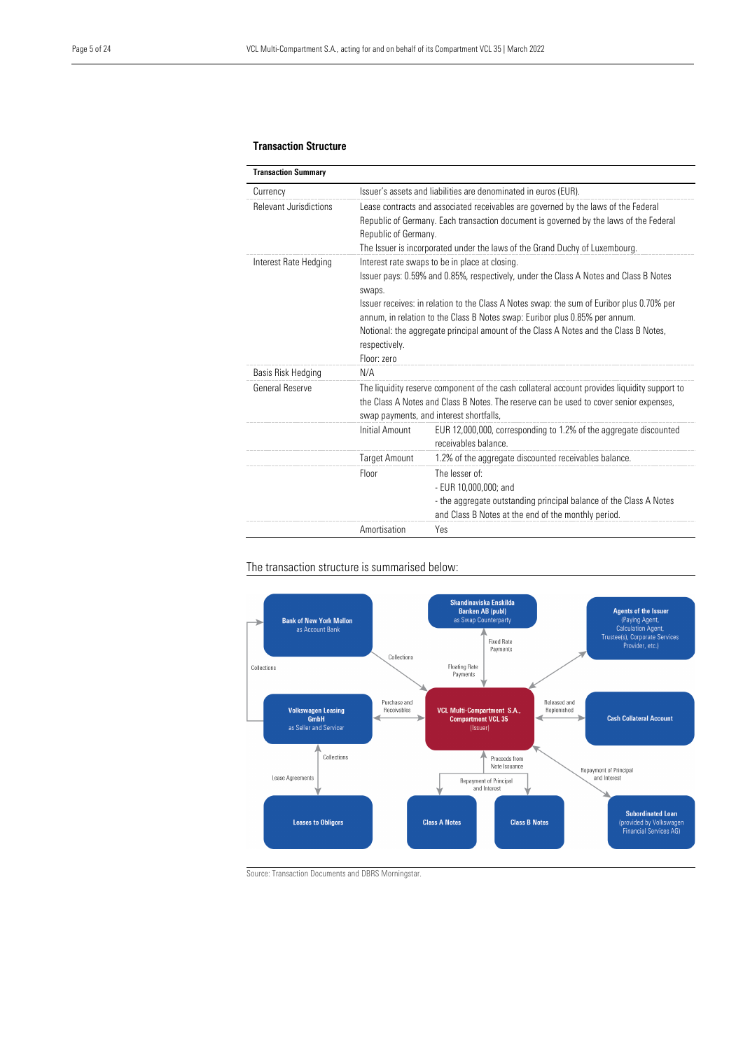## Transaction Structure

| Transaction Summary | | |
|---|---|---|
| Currency | Issuer's assets and liabilities are denominated in euros (EUR). | |
| Relevant Jurisdictions | Lease contracts and associated receivables are governed by the laws of the Federal Republic of Germany. Each transaction document is governed by the laws of the Federal Republic of Germany.<br>The Issuer is incorporated under the laws of the Grand Duchy of Luxembourg. | |
| Interest Rate Hedging | Interest rate swaps to be in place at closing.<br>Issuer pays: 0.59% and 0.85%, respectively, under the Class A Notes and Class B Notes swaps.<br>Issuer receives: in relation to the Class A Notes swap: the sum of Euribor plus 0.70% per annum, in relation to the Class B Notes swap: Euribor plus 0.85% per annum.<br>Notional: the aggregate principal amount of the Class A Notes and the Class B Notes, respectively.<br>Floor: zero | |
| Basis Risk Hedging | N/A | |
| General Reserve | The liquidity reserve component of the cash collateral account provides liquidity support to the Class A Notes and Class B Notes. The reserve can be used to cover senior expenses, swap payments, and interest shortfalls, | |
| | Initial Amount | EUR 12,000,000, corresponding to 1.2% of the aggregate discounted receivables balance. |
| | Target Amount | 1.2% of the aggregate discounted receivables balance. |
| | Floor | The lesser of:<br>- EUR 10,000,000; and<br>- the aggregate outstanding principal balance of the Class A Notes and Class B Notes at the end of the monthly period. |
| | Amortisation | Yes |

The transaction structure is summarised below:

Source: Transaction Documents and DBRS Morningstar.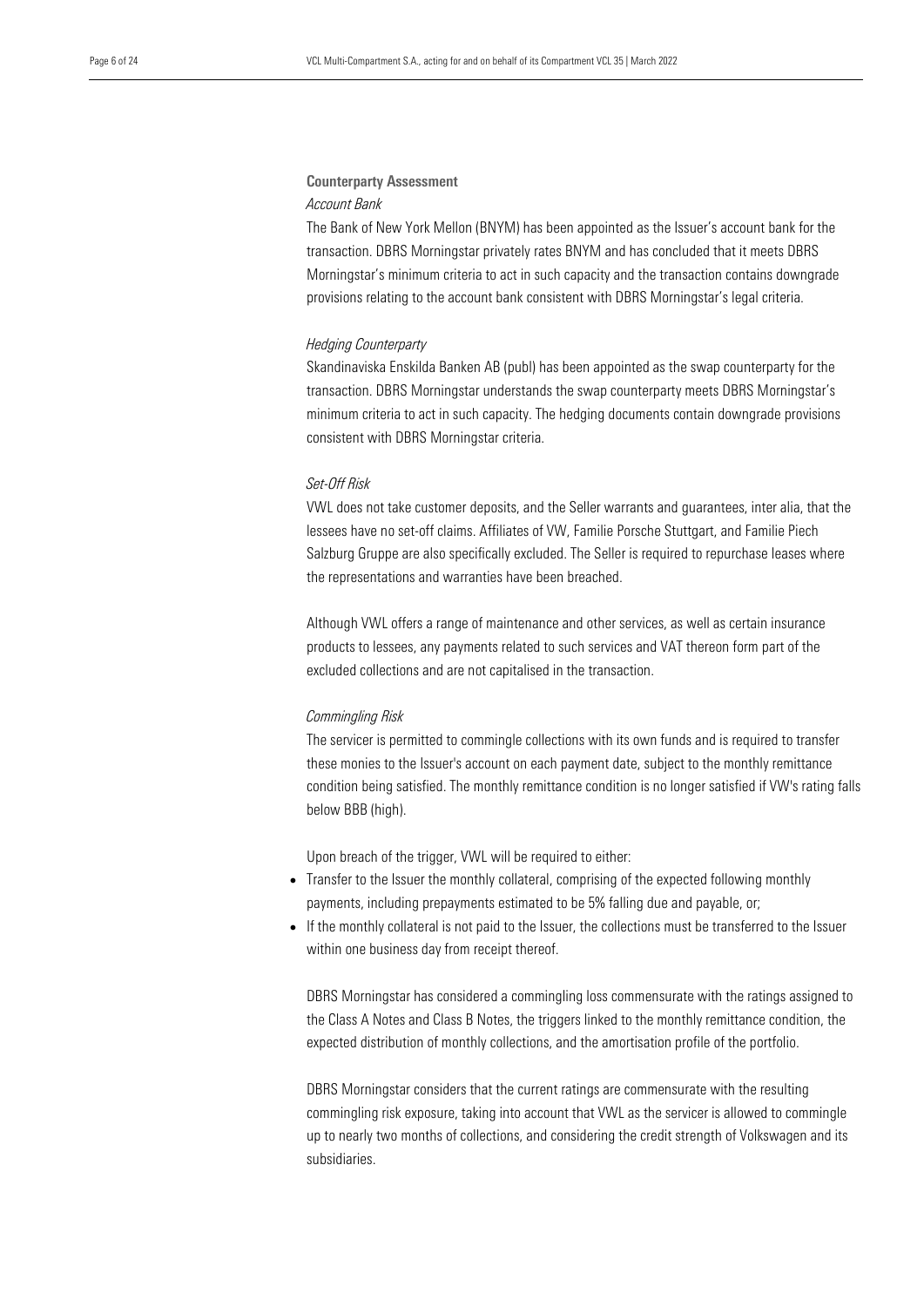### Counterparty Assessment

*Account Bank*

The Bank of New York Mellon (BNYM) has been appointed as the Issuer's account bank for the transaction. DBRS Morningstar privately rates BNYM and has concluded that it meets DBRS Morningstar's minimum criteria to act in such capacity and the transaction contains downgrade provisions relating to the account bank consistent with DBRS Morningstar's legal criteria.

*Hedging Counterparty*

Skandinaviska Enskilda Banken AB (publ) has been appointed as the swap counterparty for the transaction. DBRS Morningstar understands the swap counterparty meets DBRS Morningstar's minimum criteria to act in such capacity. The hedging documents contain downgrade provisions consistent with DBRS Morningstar criteria.

*Set-Off Risk*

VWL does not take customer deposits, and the Seller warrants and guarantees, inter alia, that the lessees have no set-off claims. Affiliates of VW, Familie Porsche Stuttgart, and Familie Piech Salzburg Gruppe are also specifically excluded. The Seller is required to repurchase leases where the representations and warranties have been breached.

Although VWL offers a range of maintenance and other services, as well as certain insurance products to lessees, any payments related to such services and VAT thereon form part of the excluded collections and are not capitalised in the transaction.

*Commingling Risk*

The servicer is permitted to commingle collections with its own funds and is required to transfer these monies to the Issuer's account on each payment date, subject to the monthly remittance condition being satisfied. The monthly remittance condition is no longer satisfied if VW's rating falls below BBB (high).

Upon breach of the trigger, VWL will be required to either:

- Transfer to the Issuer the monthly collateral, comprising of the expected following monthly payments, including prepayments estimated to be 5% falling due and payable, or;
- If the monthly collateral is not paid to the Issuer, the collections must be transferred to the Issuer within one business day from receipt thereof.

DBRS Morningstar has considered a commingling loss commensurate with the ratings assigned to the Class A Notes and Class B Notes, the triggers linked to the monthly remittance condition, the expected distribution of monthly collections, and the amortisation profile of the portfolio.

DBRS Morningstar considers that the current ratings are commensurate with the resulting commingling risk exposure, taking into account that VWL as the servicer is allowed to commingle up to nearly two months of collections, and considering the credit strength of Volkswagen and its subsidiaries.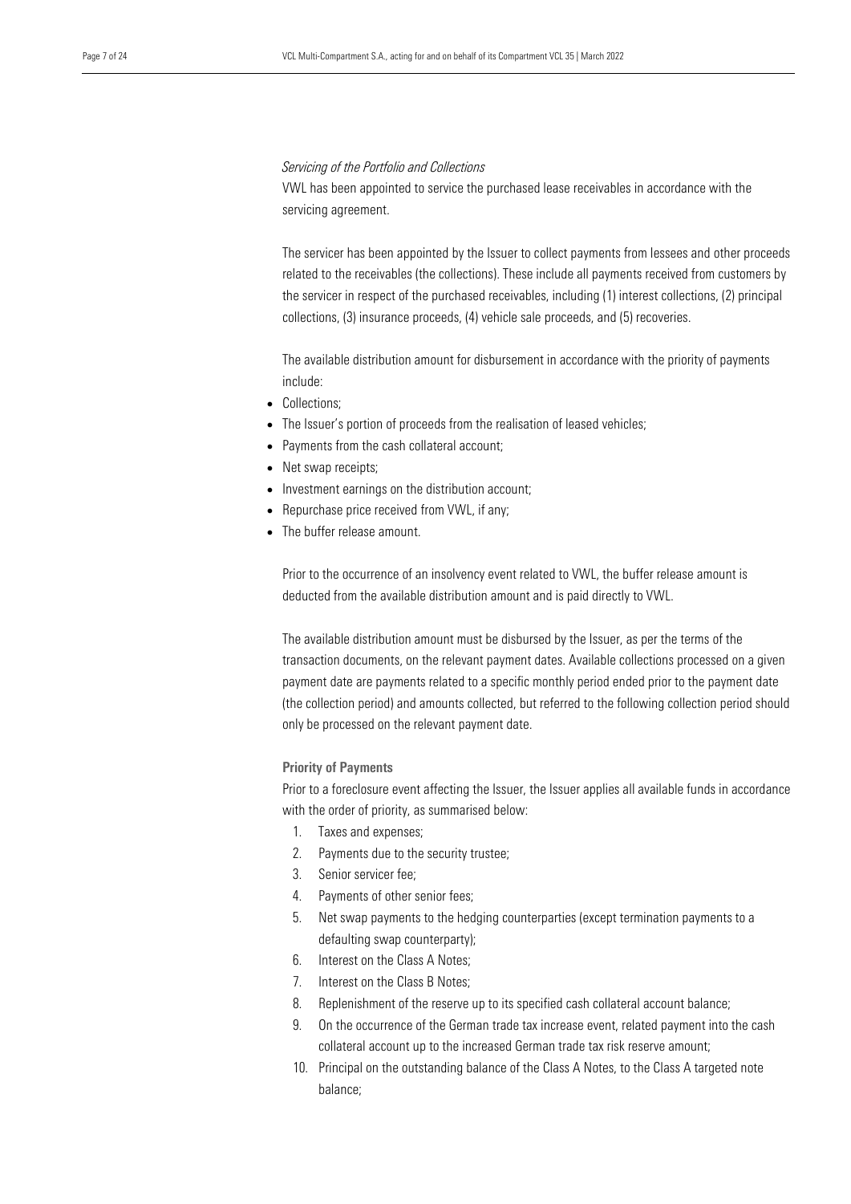*Servicing of the Portfolio and Collections*

VWL has been appointed to service the purchased lease receivables in accordance with the servicing agreement.

The servicer has been appointed by the Issuer to collect payments from lessees and other proceeds related to the receivables (the collections). These include all payments received from customers by the servicer in respect of the purchased receivables, including (1) interest collections, (2) principal collections, (3) insurance proceeds, (4) vehicle sale proceeds, and (5) recoveries.

The available distribution amount for disbursement in accordance with the priority of payments include:

- Collections;
- The Issuer's portion of proceeds from the realisation of leased vehicles;
- Payments from the cash collateral account;
- Net swap receipts;
- Investment earnings on the distribution account;
- Repurchase price received from VWL, if any;
- The buffer release amount.

Prior to the occurrence of an insolvency event related to VWL, the buffer release amount is deducted from the available distribution amount and is paid directly to VWL.

The available distribution amount must be disbursed by the Issuer, as per the terms of the transaction documents, on the relevant payment dates. Available collections processed on a given payment date are payments related to a specific monthly period ended prior to the payment date (the collection period) and amounts collected, but referred to the following collection period should only be processed on the relevant payment date.

**Priority of Payments**

Prior to a foreclosure event affecting the Issuer, the Issuer applies all available funds in accordance with the order of priority, as summarised below:

1. Taxes and expenses;
2. Payments due to the security trustee;
3. Senior servicer fee;
4. Payments of other senior fees;
5. Net swap payments to the hedging counterparties (except termination payments to a defaulting swap counterparty);
6. Interest on the Class A Notes;
7. Interest on the Class B Notes;
8. Replenishment of the reserve up to its specified cash collateral account balance;
9. On the occurrence of the German trade tax increase event, related payment into the cash collateral account up to the increased German trade tax risk reserve amount;
10. Principal on the outstanding balance of the Class A Notes, to the Class A targeted note balance;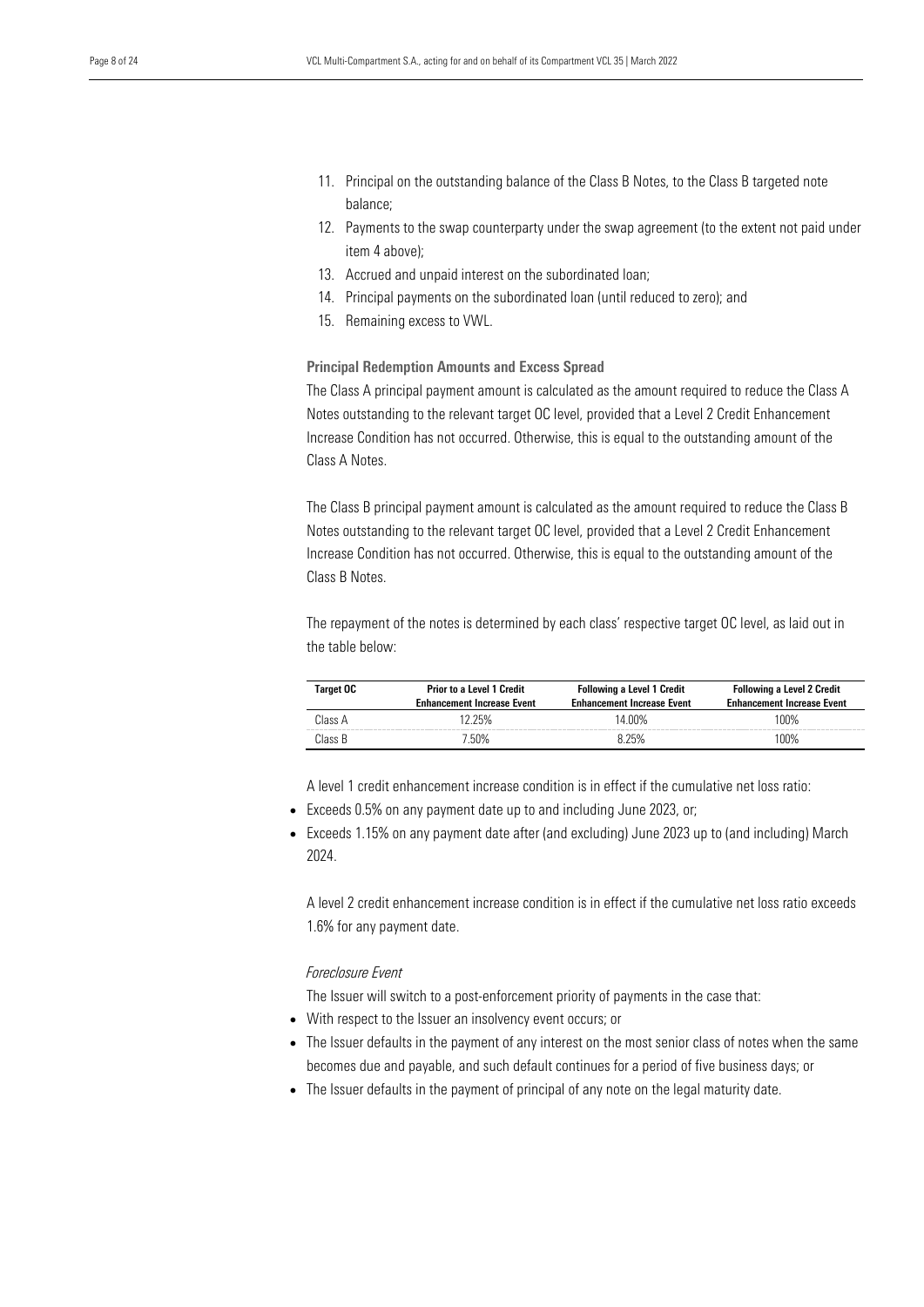11. Principal on the outstanding balance of the Class B Notes, to the Class B targeted note balance;
12. Payments to the swap counterparty under the swap agreement (to the extent not paid under item 4 above);
13. Accrued and unpaid interest on the subordinated loan;
14. Principal payments on the subordinated loan (until reduced to zero); and
15. Remaining excess to VWL.

**Principal Redemption Amounts and Excess Spread**

The Class A principal payment amount is calculated as the amount required to reduce the Class A Notes outstanding to the relevant target OC level, provided that a Level 2 Credit Enhancement Increase Condition has not occurred. Otherwise, this is equal to the outstanding amount of the Class A Notes.

The Class B principal payment amount is calculated as the amount required to reduce the Class B Notes outstanding to the relevant target OC level, provided that a Level 2 Credit Enhancement Increase Condition has not occurred. Otherwise, this is equal to the outstanding amount of the Class B Notes.

The repayment of the notes is determined by each class' respective target OC level, as laid out in the table below:

| Target OC | Prior to a Level 1 Credit Enhancement Increase Event | Following a Level 1 Credit Enhancement Increase Event | Following a Level 2 Credit Enhancement Increase Event |
|---|---|---|---|
| Class A | 12.25% | 14.00% | 100% |
| Class B | 7.50% | 8.25% | 100% |

A level 1 credit enhancement increase condition is in effect if the cumulative net loss ratio:

- Exceeds 0.5% on any payment date up to and including June 2023, or;
- Exceeds 1.15% on any payment date after (and excluding) June 2023 up to (and including) March 2024.

A level 2 credit enhancement increase condition is in effect if the cumulative net loss ratio exceeds 1.6% for any payment date.

*Foreclosure Event*

The Issuer will switch to a post-enforcement priority of payments in the case that:

- With respect to the Issuer an insolvency event occurs; or
- The Issuer defaults in the payment of any interest on the most senior class of notes when the same becomes due and payable, and such default continues for a period of five business days; or
- The Issuer defaults in the payment of principal of any note on the legal maturity date.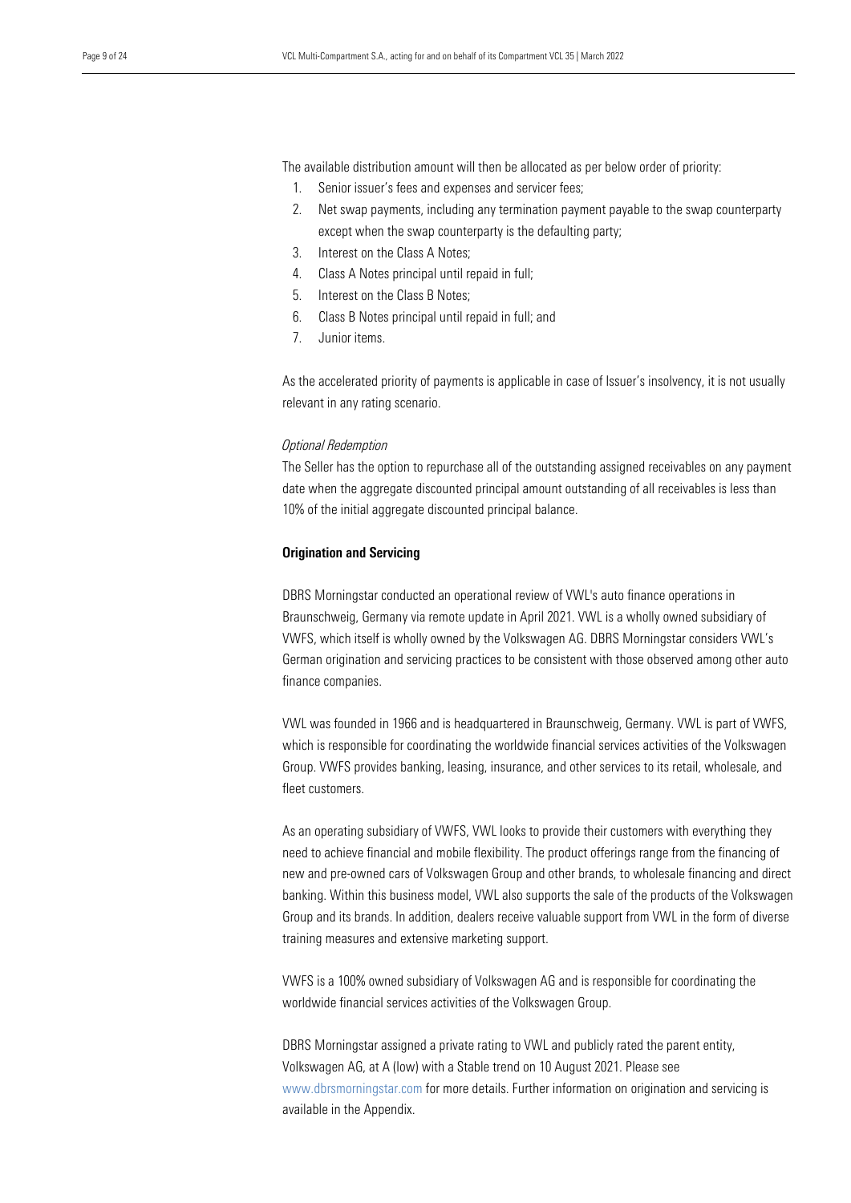The available distribution amount will then be allocated as per below order of priority:

1. Senior issuer's fees and expenses and servicer fees;
2. Net swap payments, including any termination payment payable to the swap counterparty except when the swap counterparty is the defaulting party;
3. Interest on the Class A Notes;
4. Class A Notes principal until repaid in full;
5. Interest on the Class B Notes;
6. Class B Notes principal until repaid in full; and
7. Junior items.

As the accelerated priority of payments is applicable in case of Issuer's insolvency, it is not usually relevant in any rating scenario.

*Optional Redemption*

The Seller has the option to repurchase all of the outstanding assigned receivables on any payment date when the aggregate discounted principal amount outstanding of all receivables is less than 10% of the initial aggregate discounted principal balance.

**Origination and Servicing**

DBRS Morningstar conducted an operational review of VWL's auto finance operations in Braunschweig, Germany via remote update in April 2021. VWL is a wholly owned subsidiary of VWFS, which itself is wholly owned by the Volkswagen AG. DBRS Morningstar considers VWL's German origination and servicing practices to be consistent with those observed among other auto finance companies.

VWL was founded in 1966 and is headquartered in Braunschweig, Germany. VWL is part of VWFS, which is responsible for coordinating the worldwide financial services activities of the Volkswagen Group. VWFS provides banking, leasing, insurance, and other services to its retail, wholesale, and fleet customers.

As an operating subsidiary of VWFS, VWL looks to provide their customers with everything they need to achieve financial and mobile flexibility. The product offerings range from the financing of new and pre-owned cars of Volkswagen Group and other brands, to wholesale financing and direct banking. Within this business model, VWL also supports the sale of the products of the Volkswagen Group and its brands. In addition, dealers receive valuable support from VWL in the form of diverse training measures and extensive marketing support.

VWFS is a 100% owned subsidiary of Volkswagen AG and is responsible for coordinating the worldwide financial services activities of the Volkswagen Group.

DBRS Morningstar assigned a private rating to VWL and publicly rated the parent entity, Volkswagen AG, at A (low) with a Stable trend on 10 August 2021. Please see www.dbrsmorningstar.com for more details. Further information on origination and servicing is available in the Appendix.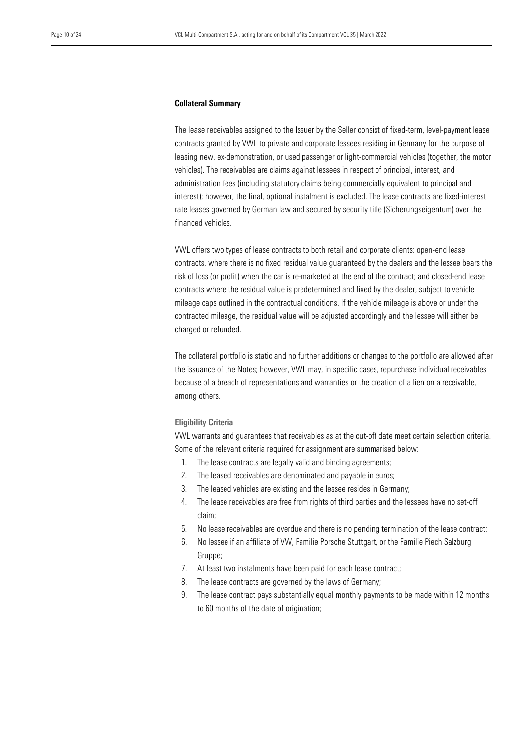## Collateral Summary

The lease receivables assigned to the Issuer by the Seller consist of fixed-term, level-payment lease contracts granted by VWL to private and corporate lessees residing in Germany for the purpose of leasing new, ex-demonstration, or used passenger or light-commercial vehicles (together, the motor vehicles). The receivables are claims against lessees in respect of principal, interest, and administration fees (including statutory claims being commercially equivalent to principal and interest); however, the final, optional instalment is excluded. The lease contracts are fixed-interest rate leases governed by German law and secured by security title (Sicherungseigentum) over the financed vehicles.

VWL offers two types of lease contracts to both retail and corporate clients: open-end lease contracts, where there is no fixed residual value guaranteed by the dealers and the lessee bears the risk of loss (or profit) when the car is re-marketed at the end of the contract; and closed-end lease contracts where the residual value is predetermined and fixed by the dealer, subject to vehicle mileage caps outlined in the contractual conditions. If the vehicle mileage is above or under the contracted mileage, the residual value will be adjusted accordingly and the lessee will either be charged or refunded.

The collateral portfolio is static and no further additions or changes to the portfolio are allowed after the issuance of the Notes; however, VWL may, in specific cases, repurchase individual receivables because of a breach of representations and warranties or the creation of a lien on a receivable, among others.

### Eligibility Criteria

VWL warrants and guarantees that receivables as at the cut-off date meet certain selection criteria. Some of the relevant criteria required for assignment are summarised below:

1. The lease contracts are legally valid and binding agreements;
2. The leased receivables are denominated and payable in euros;
3. The leased vehicles are existing and the lessee resides in Germany;
4. The lease receivables are free from rights of third parties and the lessees have no set-off claim;
5. No lease receivables are overdue and there is no pending termination of the lease contract;
6. No lessee if an affiliate of VW, Familie Porsche Stuttgart, or the Familie Piech Salzburg Gruppe;
7. At least two instalments have been paid for each lease contract;
8. The lease contracts are governed by the laws of Germany;
9. The lease contract pays substantially equal monthly payments to be made within 12 months to 60 months of the date of origination;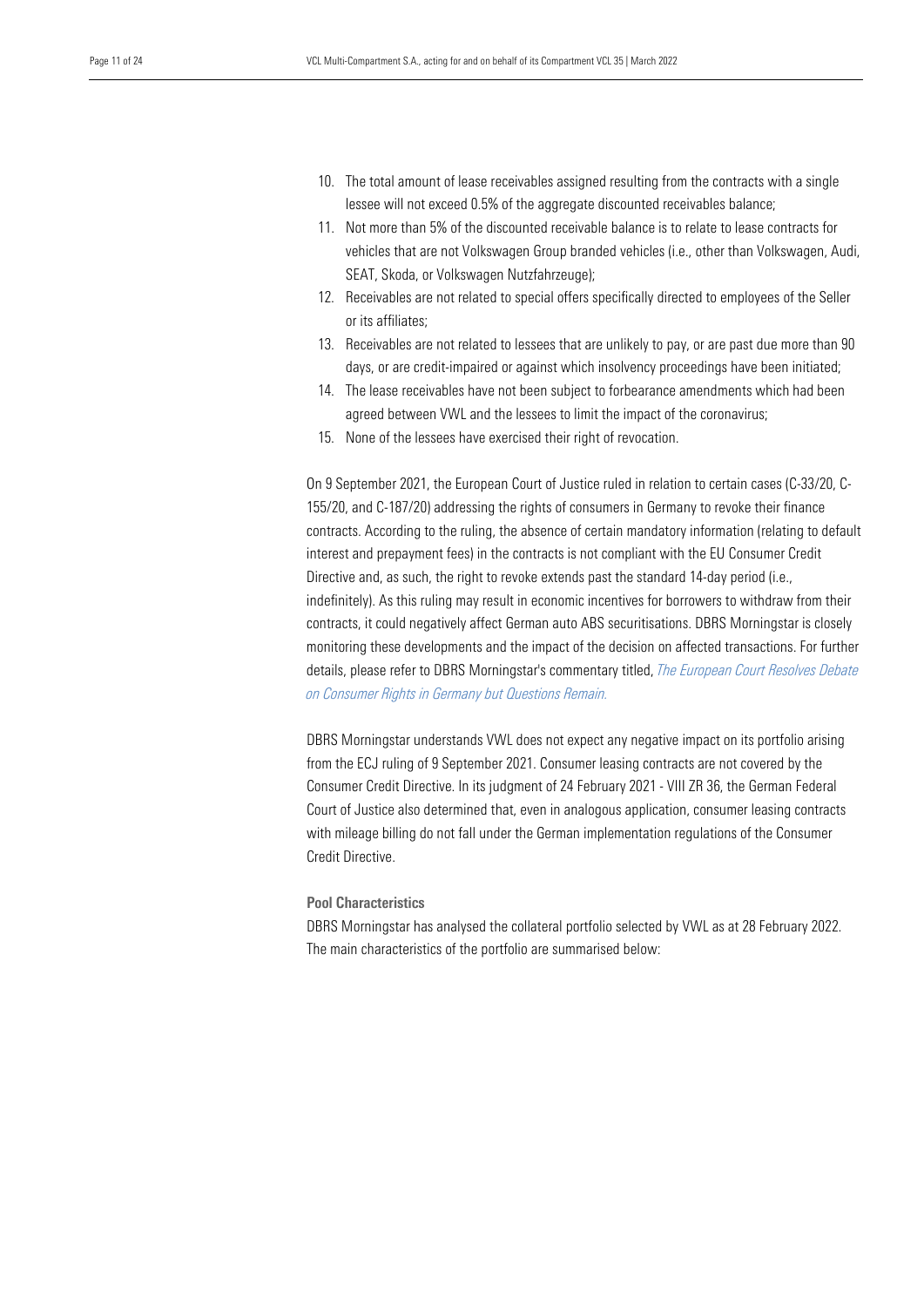10. The total amount of lease receivables assigned resulting from the contracts with a single lessee will not exceed 0.5% of the aggregate discounted receivables balance;
11. Not more than 5% of the discounted receivable balance is to relate to lease contracts for vehicles that are not Volkswagen Group branded vehicles (i.e., other than Volkswagen, Audi, SEAT, Skoda, or Volkswagen Nutzfahrzeuge);
12. Receivables are not related to special offers specifically directed to employees of the Seller or its affiliates;
13. Receivables are not related to lessees that are unlikely to pay, or are past due more than 90 days, or are credit-impaired or against which insolvency proceedings have been initiated;
14. The lease receivables have not been subject to forbearance amendments which had been agreed between VWL and the lessees to limit the impact of the coronavirus;
15. None of the lessees have exercised their right of revocation.

On 9 September 2021, the European Court of Justice ruled in relation to certain cases (C-33/20, C-155/20, and C-187/20) addressing the rights of consumers in Germany to revoke their finance contracts. According to the ruling, the absence of certain mandatory information (relating to default interest and prepayment fees) in the contracts is not compliant with the EU Consumer Credit Directive and, as such, the right to revoke extends past the standard 14-day period (i.e., indefinitely). As this ruling may result in economic incentives for borrowers to withdraw from their contracts, it could negatively affect German auto ABS securitisations. DBRS Morningstar is closely monitoring these developments and the impact of the decision on affected transactions. For further details, please refer to DBRS Morningstar's commentary titled, *The European Court Resolves Debate on Consumer Rights in Germany but Questions Remain.*

DBRS Morningstar understands VWL does not expect any negative impact on its portfolio arising from the ECJ ruling of 9 September 2021. Consumer leasing contracts are not covered by the Consumer Credit Directive. In its judgment of 24 February 2021 - VIII ZR 36, the German Federal Court of Justice also determined that, even in analogous application, consumer leasing contracts with mileage billing do not fall under the German implementation regulations of the Consumer Credit Directive.

### Pool Characteristics

DBRS Morningstar has analysed the collateral portfolio selected by VWL as at 28 February 2022. The main characteristics of the portfolio are summarised below: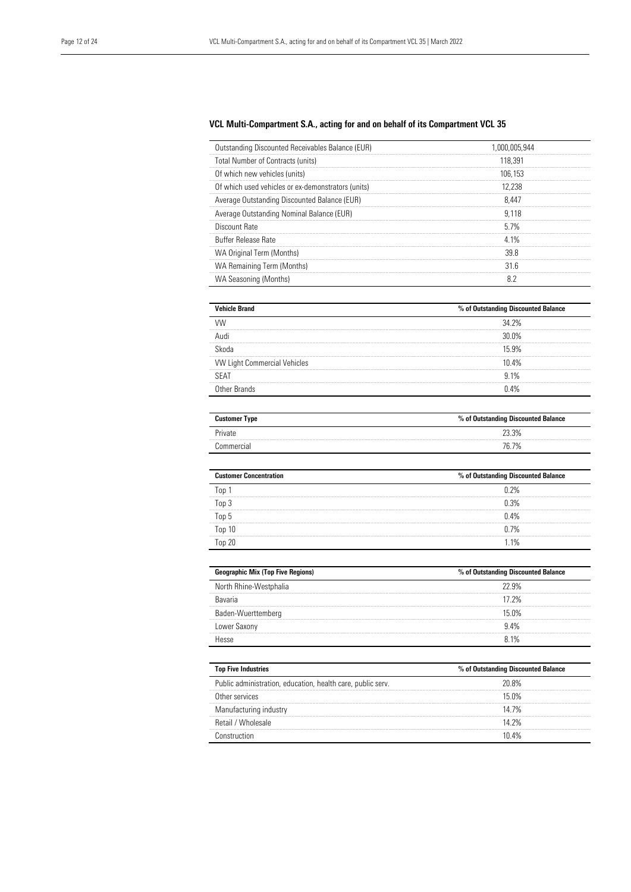### VCL Multi-Compartment S.A., acting for and on behalf of its Compartment VCL 35

| | |
|---|---|
| Outstanding Discounted Receivables Balance (EUR) | 1,000,005,944 |
| Total Number of Contracts (units) | 118,391 |
| Of which new vehicles (units) | 106,153 |
| Of which used vehicles or ex-demonstrators (units) | 12,238 |
| Average Outstanding Discounted Balance (EUR) | 8,447 |
| Average Outstanding Nominal Balance (EUR) | 9,118 |
| Discount Rate | 5.7% |
| Buffer Release Rate | 4.1% |
| WA Original Term (Months) | 39.8 |
| WA Remaining Term (Months) | 31.6 |
| WA Seasoning (Months) | 8.2 |

| Vehicle Brand | % of Outstanding Discounted Balance |
|---|---|
| VW | 34.2% |
| Audi | 30.0% |
| Skoda | 15.9% |
| VW Light Commercial Vehicles | 10.4% |
| SEAT | 9.1% |
| Other Brands | 0.4% |

| Customer Type | % of Outstanding Discounted Balance |
|---|---|
| Private | 23.3% |
| Commercial | 76.7% |

| Customer Concentration | % of Outstanding Discounted Balance |
|---|---|
| Top 1 | 0.2% |
| Top 3 | 0.3% |
| Top 5 | 0.4% |
| Top 10 | 0.7% |
| Top 20 | 1.1% |

| Geographic Mix (Top Five Regions) | % of Outstanding Discounted Balance |
|---|---|
| North Rhine-Westphalia | 22.9% |
| Bavaria | 17.2% |
| Baden-Wuerttemberg | 15.0% |
| Lower Saxony | 9.4% |
| Hesse | 8.1% |

| Top Five Industries | % of Outstanding Discounted Balance |
|---|---|
| Public administration, education, health care, public serv. | 20.8% |
| Other services | 15.0% |
| Manufacturing industry | 14.7% |
| Retail / Wholesale | 14.2% |
| Construction | 10.4% |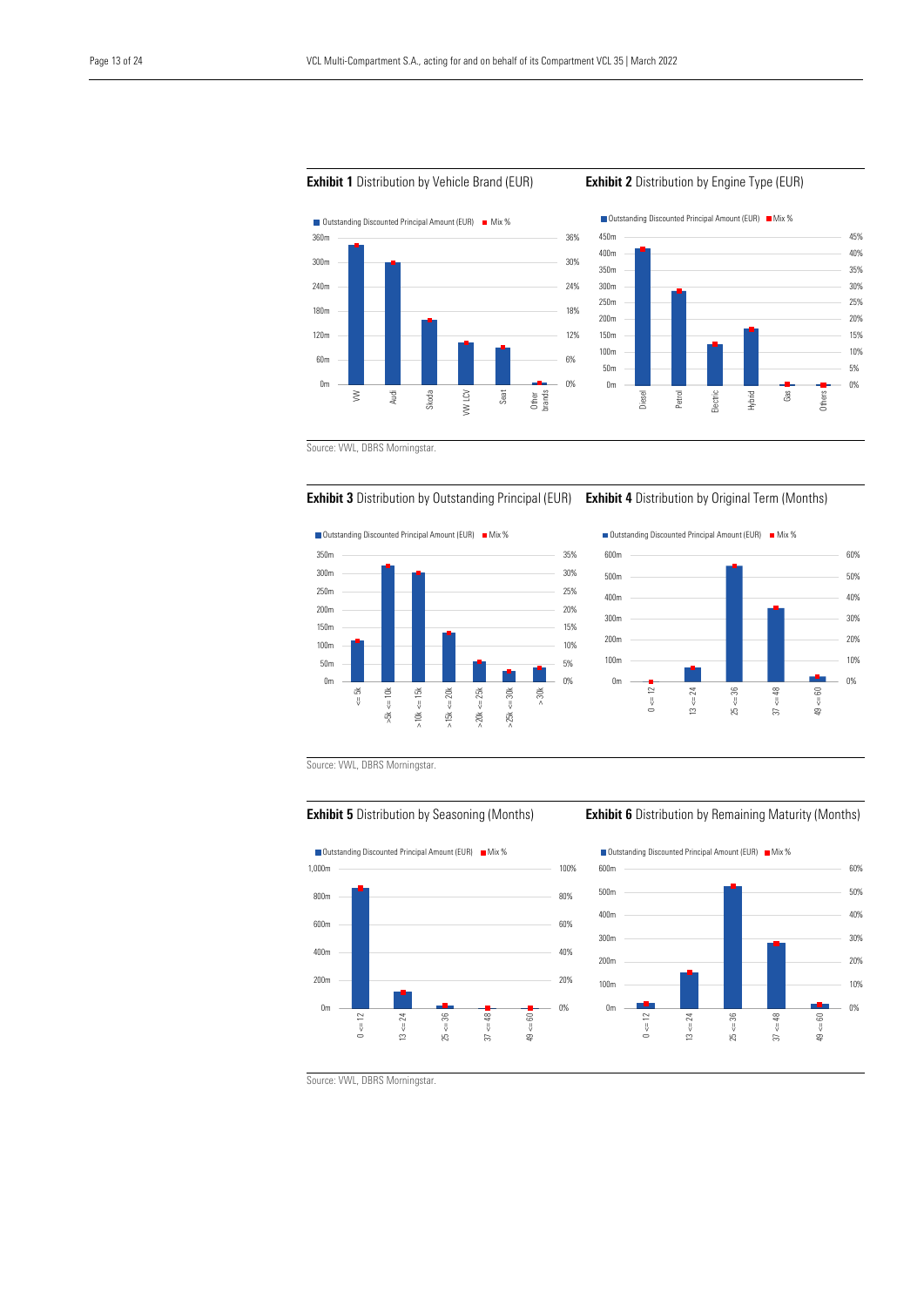**Exhibit 1** Distribution by Vehicle Brand (EUR)

Outstanding Discounted Principal Amount (EUR) | Mix %

360m, 300m, 240m, 180m, 120m, 60m, 0m | 36%, 30%, 24%, 18%, 12%, 6%, 0%

VW | Audi | Skoda | VW LCV | Seat | Other brands

**Exhibit 2** Distribution by Engine Type (EUR)

Outstanding Discounted Principal Amount (EUR) | Mix %

450m, 400m, 350m, 300m, 250m, 200m, 150m, 100m, 50m, 0m | 45%, 40%, 35%, 30%, 25%, 20%, 15%, 10%, 5%, 0%

Diesel | Petrol | Electric | Hybrid | Gas | Others

Source: VWL, DBRS Morningstar.

**Exhibit 3** Distribution by Outstanding Principal (EUR)

Outstanding Discounted Principal Amount (EUR) | Mix %

350m, 300m, 250m, 200m, 150m, 100m, 50m, 0m | 35%, 30%, 25%, 20%, 15%, 10%, 5%, 0%

<= 5k | >5k <= 10k | > 10k <= 15k | > 15k <= 20k | > 20k <= 25k | > 25k <= 30k | > 30k

**Exhibit 4** Distribution by Original Term (Months)

Outstanding Discounted Principal Amount (EUR) | Mix %

600m, 500m, 400m, 300m, 200m, 100m, 0m | 60%, 50%, 40%, 30%, 20%, 10%, 0%

0 <= 12 | 13 <= 24 | 25 <= 36 | 37 <= 48 | 49 <= 60

Source: VWL, DBRS Morningstar.

**Exhibit 5** Distribution by Seasoning (Months)

Outstanding Discounted Principal Amount (EUR) | Mix %

1,000m, 800m, 600m, 400m, 200m, 0m | 100%, 80%, 60%, 40%, 20%, 0%

0 <= 12 | 13 <= 24 | 25 <= 36 | 37 <= 48 | 49 <= 60

**Exhibit 6** Distribution by Remaining Maturity (Months)

Outstanding Discounted Principal Amount (EUR) | Mix %

600m, 500m, 400m, 300m, 200m, 100m, 0m | 60%, 50%, 40%, 30%, 20%, 10%, 0%

0 <= 12 | 13 <= 24 | 25 <= 36 | 37 <= 48 | 49 <= 60

Source: VWL, DBRS Morningstar.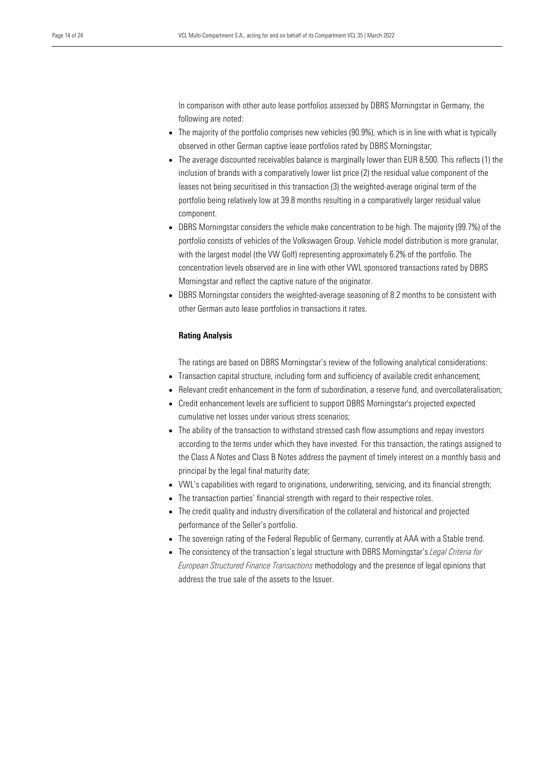In comparison with other auto lease portfolios assessed by DBRS Morningstar in Germany, the following are noted:

- The majority of the portfolio comprises new vehicles (90.9%), which is in line with what is typically observed in other German captive lease portfolios rated by DBRS Morningstar;
- The average discounted receivables balance is marginally lower than EUR 8,500. This reflects (1) the inclusion of brands with a comparatively lower list price (2) the residual value component of the leases not being securitised in this transaction (3) the weighted-average original term of the portfolio being relatively low at 39.8 months resulting in a comparatively larger residual value component.
- DBRS Morningstar considers the vehicle make concentration to be high. The majority (99.7%) of the portfolio consists of vehicles of the Volkswagen Group. Vehicle model distribution is more granular, with the largest model (the VW Golf) representing approximately 6.2% of the portfolio. The concentration levels observed are in line with other VWL sponsored transactions rated by DBRS Morningstar and reflect the captive nature of the originator.
- DBRS Morningstar considers the weighted-average seasoning of 8.2 months to be consistent with other German auto lease portfolios in transactions it rates.

**Rating Analysis**

The ratings are based on DBRS Morningstar's review of the following analytical considerations:

- Transaction capital structure, including form and sufficiency of available credit enhancement;
- Relevant credit enhancement in the form of subordination, a reserve fund, and overcollateralisation;
- Credit enhancement levels are sufficient to support DBRS Morningstar's projected expected cumulative net losses under various stress scenarios;
- The ability of the transaction to withstand stressed cash flow assumptions and repay investors according to the terms under which they have invested. For this transaction, the ratings assigned to the Class A Notes and Class B Notes address the payment of timely interest on a monthly basis and principal by the legal final maturity date;
- VWL's capabilities with regard to originations, underwriting, servicing, and its financial strength;
- The transaction parties' financial strength with regard to their respective roles.
- The credit quality and industry diversification of the collateral and historical and projected performance of the Seller's portfolio.
- The sovereign rating of the Federal Republic of Germany, currently at AAA with a Stable trend.
- The consistency of the transaction's legal structure with DBRS Morningstar's *Legal Criteria for European Structured Finance Transactions* methodology and the presence of legal opinions that address the true sale of the assets to the Issuer.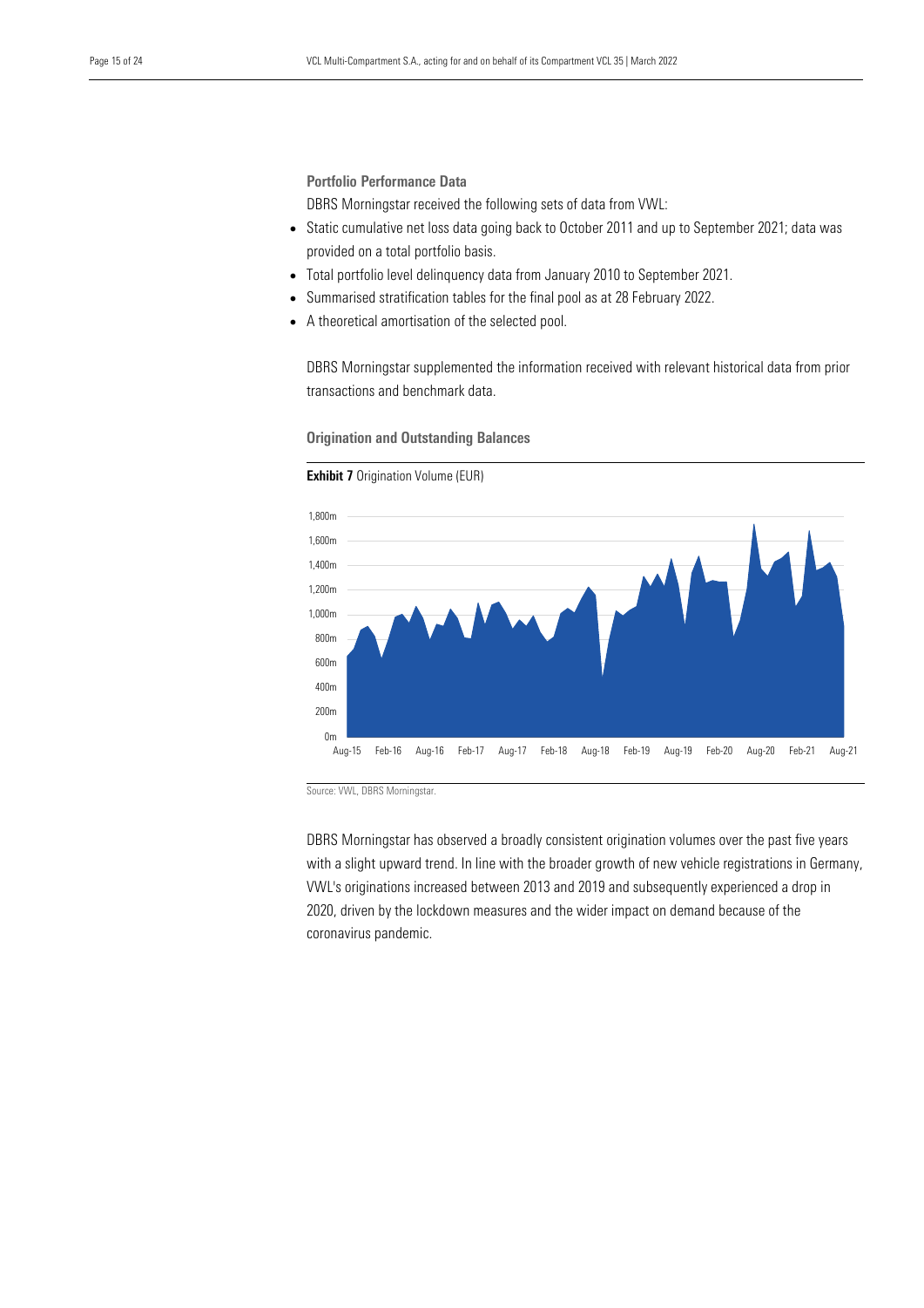### Portfolio Performance Data

DBRS Morningstar received the following sets of data from VWL:

- Static cumulative net loss data going back to October 2011 and up to September 2021; data was provided on a total portfolio basis.
- Total portfolio level delinquency data from January 2010 to September 2021.
- Summarised stratification tables for the final pool as at 28 February 2022.
- A theoretical amortisation of the selected pool.

DBRS Morningstar supplemented the information received with relevant historical data from prior transactions and benchmark data.

### Origination and Outstanding Balances

**Exhibit 7** Origination Volume (EUR)

Source: VWL, DBRS Morningstar.

DBRS Morningstar has observed a broadly consistent origination volumes over the past five years with a slight upward trend. In line with the broader growth of new vehicle registrations in Germany, VWL's originations increased between 2013 and 2019 and subsequently experienced a drop in 2020, driven by the lockdown measures and the wider impact on demand because of the coronavirus pandemic.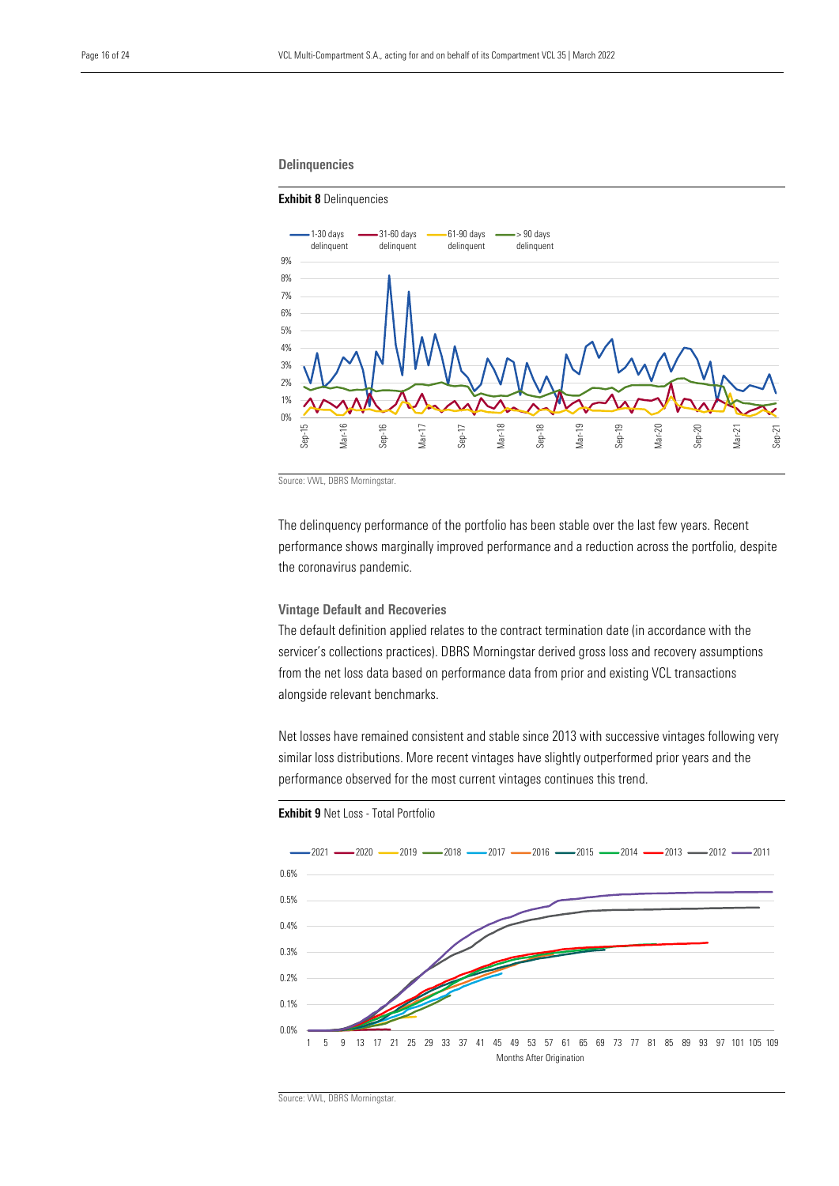### Delinquencies

**Exhibit 8** Delinquencies

Source: VWL, DBRS Morningstar.

The delinquency performance of the portfolio has been stable over the last few years. Recent performance shows marginally improved performance and a reduction across the portfolio, despite the coronavirus pandemic.

### Vintage Default and Recoveries

The default definition applied relates to the contract termination date (in accordance with the servicer's collections practices). DBRS Morningstar derived gross loss and recovery assumptions from the net loss data based on performance data from prior and existing VCL transactions alongside relevant benchmarks.

Net losses have remained consistent and stable since 2013 with successive vintages following very similar loss distributions. More recent vintages have slightly outperformed prior years and the performance observed for the most current vintages continues this trend.

**Exhibit 9** Net Loss - Total Portfolio

Source: VWL, DBRS Morningstar.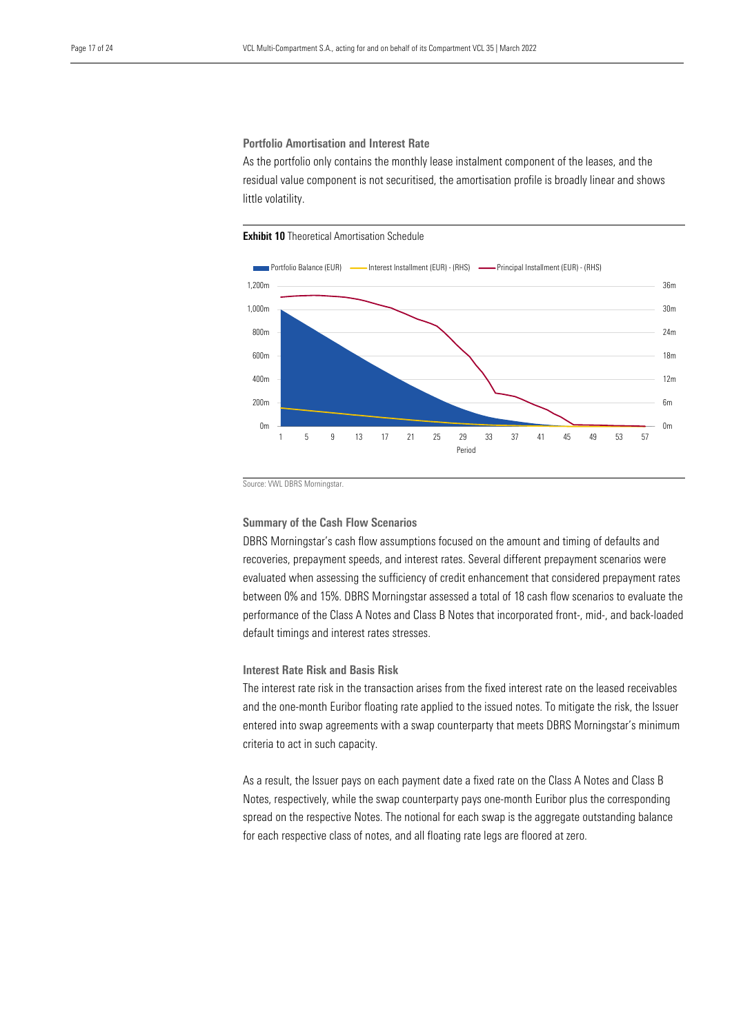### Portfolio Amortisation and Interest Rate

As the portfolio only contains the monthly lease instalment component of the leases, and the residual value component is not securitised, the amortisation profile is broadly linear and shows little volatility.

**Exhibit 10** Theoretical Amortisation Schedule

Source: VWL DBRS Morningstar.

### Summary of the Cash Flow Scenarios

DBRS Morningstar's cash flow assumptions focused on the amount and timing of defaults and recoveries, prepayment speeds, and interest rates. Several different prepayment scenarios were evaluated when assessing the sufficiency of credit enhancement that considered prepayment rates between 0% and 15%. DBRS Morningstar assessed a total of 18 cash flow scenarios to evaluate the performance of the Class A Notes and Class B Notes that incorporated front-, mid-, and back-loaded default timings and interest rates stresses.

### Interest Rate Risk and Basis Risk

The interest rate risk in the transaction arises from the fixed interest rate on the leased receivables and the one-month Euribor floating rate applied to the issued notes. To mitigate the risk, the Issuer entered into swap agreements with a swap counterparty that meets DBRS Morningstar's minimum criteria to act in such capacity.

As a result, the Issuer pays on each payment date a fixed rate on the Class A Notes and Class B Notes, respectively, while the swap counterparty pays one-month Euribor plus the corresponding spread on the respective Notes. The notional for each swap is the aggregate outstanding balance for each respective class of notes, and all floating rate legs are floored at zero.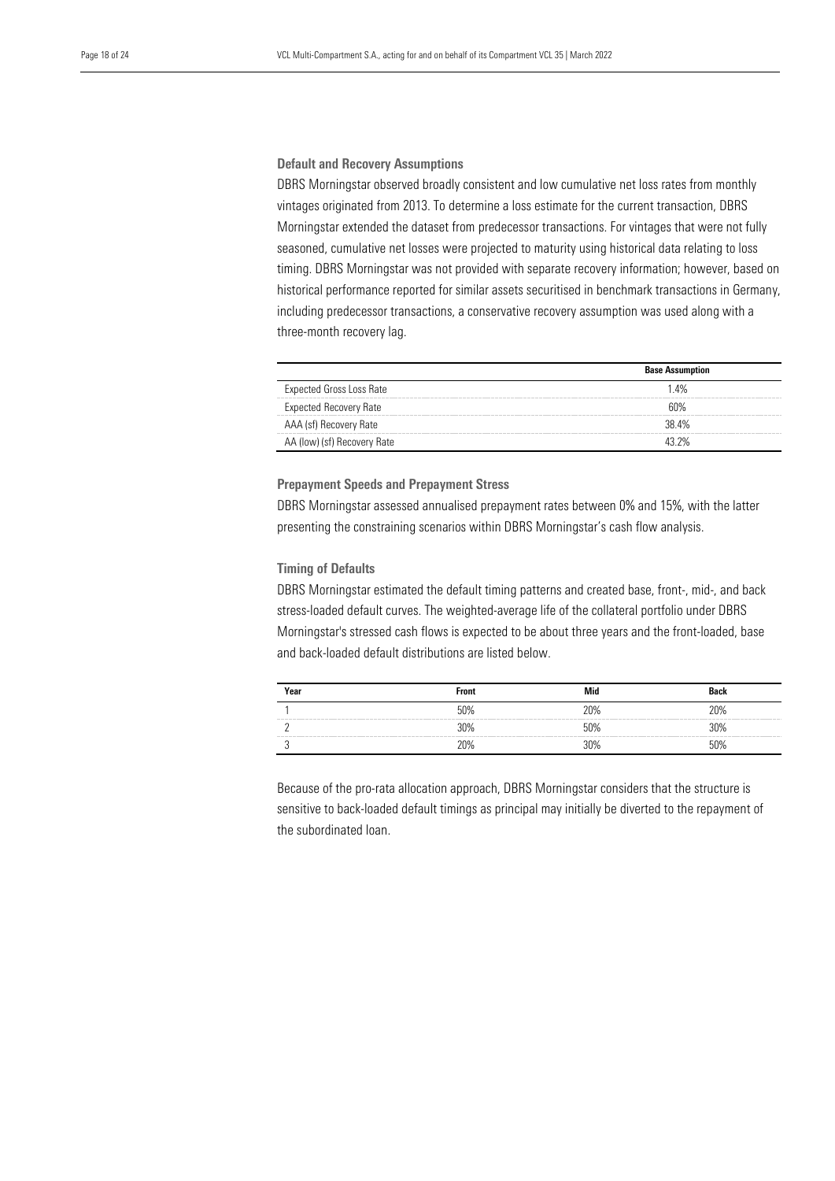### Default and Recovery Assumptions

DBRS Morningstar observed broadly consistent and low cumulative net loss rates from monthly vintages originated from 2013. To determine a loss estimate for the current transaction, DBRS Morningstar extended the dataset from predecessor transactions. For vintages that were not fully seasoned, cumulative net losses were projected to maturity using historical data relating to loss timing. DBRS Morningstar was not provided with separate recovery information; however, based on historical performance reported for similar assets securitised in benchmark transactions in Germany, including predecessor transactions, a conservative recovery assumption was used along with a three-month recovery lag.

| | Base Assumption |
|---|---|
| Expected Gross Loss Rate | 1.4% |
| Expected Recovery Rate | 60% |
| AAA (sf) Recovery Rate | 38.4% |
| AA (low) (sf) Recovery Rate | 43.2% |

### Prepayment Speeds and Prepayment Stress

DBRS Morningstar assessed annualised prepayment rates between 0% and 15%, with the latter presenting the constraining scenarios within DBRS Morningstar's cash flow analysis.

### Timing of Defaults

DBRS Morningstar estimated the default timing patterns and created base, front-, mid-, and back stress-loaded default curves. The weighted-average life of the collateral portfolio under DBRS Morningstar's stressed cash flows is expected to be about three years and the front-loaded, base and back-loaded default distributions are listed below.

| Year | Front | Mid | Back |
|---|---|---|---|
| 1 | 50% | 20% | 20% |
| 2 | 30% | 50% | 30% |
| 3 | 20% | 30% | 50% |

Because of the pro-rata allocation approach, DBRS Morningstar considers that the structure is sensitive to back-loaded default timings as principal may initially be diverted to the repayment of the subordinated loan.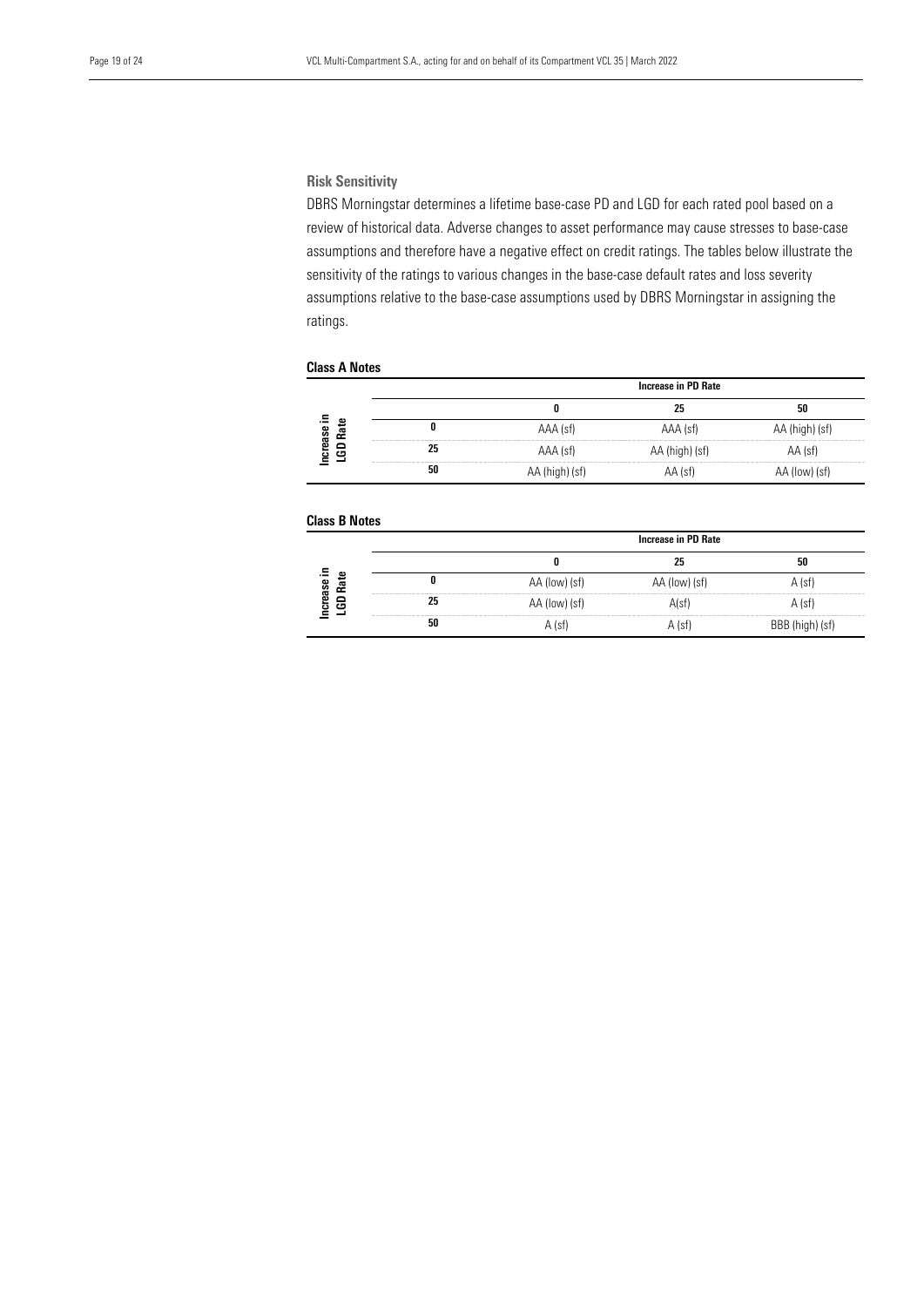### Risk Sensitivity

DBRS Morningstar determines a lifetime base-case PD and LGD for each rated pool based on a review of historical data. Adverse changes to asset performance may cause stresses to base-case assumptions and therefore have a negative effect on credit ratings. The tables below illustrate the sensitivity of the ratings to various changes in the base-case default rates and loss severity assumptions relative to the base-case assumptions used by DBRS Morningstar in assigning the ratings.

**Class A Notes**

| | | **Increase in PD Rate** | | |
|---|---|---|---|---|
| | | **0** | **25** | **50** |
| **Increase in LGD Rate** | **0** | AAA (sf) | AAA (sf) | AA (high) (sf) |
| | **25** | AAA (sf) | AA (high) (sf) | AA (sf) |
| | **50** | AA (high) (sf) | AA (sf) | AA (low) (sf) |

**Class B Notes**

| | | **Increase in PD Rate** | | |
|---|---|---|---|---|
| | | **0** | **25** | **50** |
| **Increase in LGD Rate** | **0** | AA (low) (sf) | AA (low) (sf) | A (sf) |
| | **25** | AA (low) (sf) | A(sf) | A (sf) |
| | **50** | A (sf) | A (sf) | BBB (high) (sf) |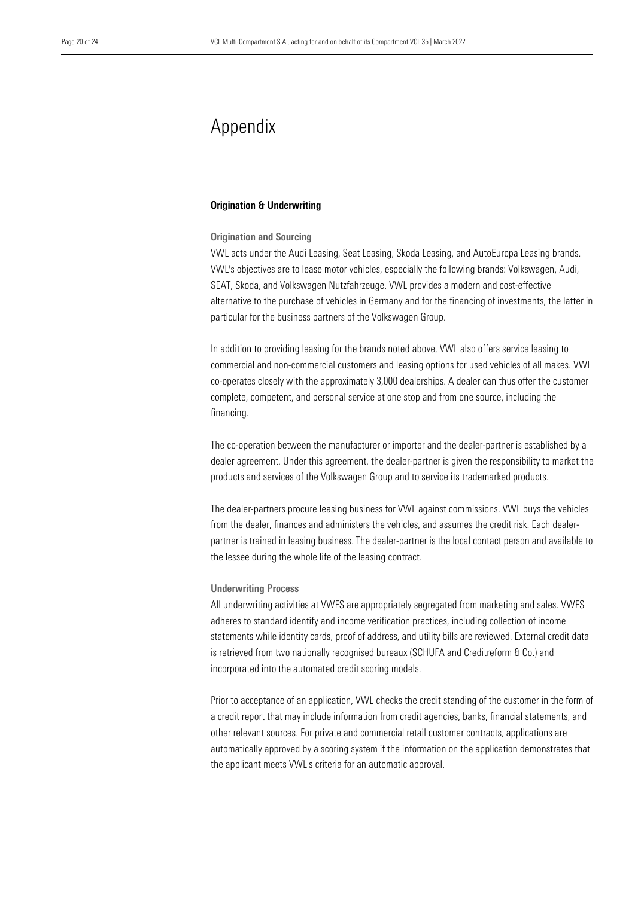# Appendix

## Origination & Underwriting

### Origination and Sourcing

VWL acts under the Audi Leasing, Seat Leasing, Skoda Leasing, and AutoEuropa Leasing brands. VWL's objectives are to lease motor vehicles, especially the following brands: Volkswagen, Audi, SEAT, Skoda, and Volkswagen Nutzfahrzeuge. VWL provides a modern and cost-effective alternative to the purchase of vehicles in Germany and for the financing of investments, the latter in particular for the business partners of the Volkswagen Group.

In addition to providing leasing for the brands noted above, VWL also offers service leasing to commercial and non-commercial customers and leasing options for used vehicles of all makes. VWL co-operates closely with the approximately 3,000 dealerships. A dealer can thus offer the customer complete, competent, and personal service at one stop and from one source, including the financing.

The co-operation between the manufacturer or importer and the dealer-partner is established by a dealer agreement. Under this agreement, the dealer-partner is given the responsibility to market the products and services of the Volkswagen Group and to service its trademarked products.

The dealer-partners procure leasing business for VWL against commissions. VWL buys the vehicles from the dealer, finances and administers the vehicles, and assumes the credit risk. Each dealer-partner is trained in leasing business. The dealer-partner is the local contact person and available to the lessee during the whole life of the leasing contract.

### Underwriting Process

All underwriting activities at VWFS are appropriately segregated from marketing and sales. VWFS adheres to standard identify and income verification practices, including collection of income statements while identity cards, proof of address, and utility bills are reviewed. External credit data is retrieved from two nationally recognised bureaux (SCHUFA and Creditreform & Co.) and incorporated into the automated credit scoring models.

Prior to acceptance of an application, VWL checks the credit standing of the customer in the form of a credit report that may include information from credit agencies, banks, financial statements, and other relevant sources. For private and commercial retail customer contracts, applications are automatically approved by a scoring system if the information on the application demonstrates that the applicant meets VWL's criteria for an automatic approval.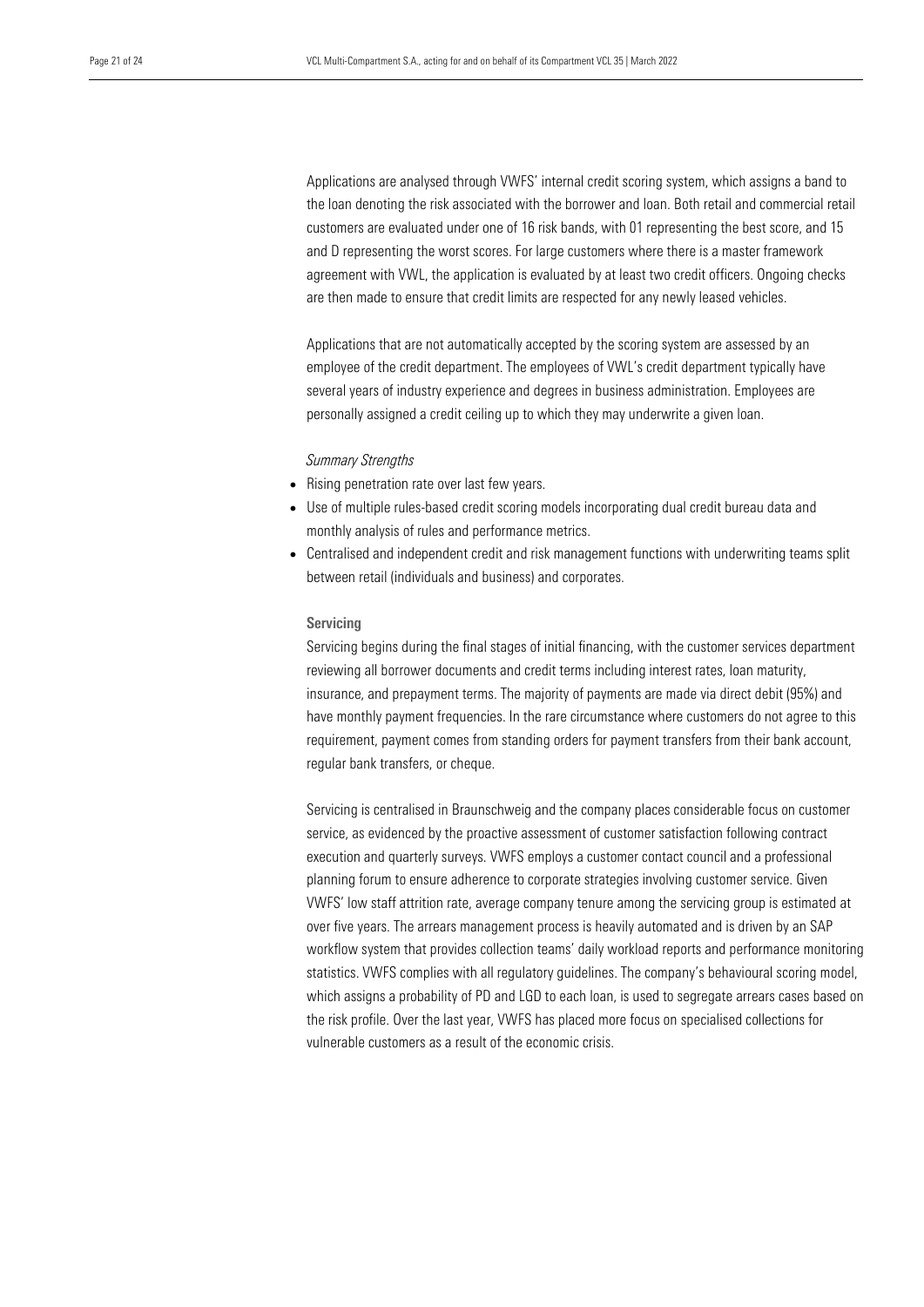Applications are analysed through VWFS' internal credit scoring system, which assigns a band to the loan denoting the risk associated with the borrower and loan. Both retail and commercial retail customers are evaluated under one of 16 risk bands, with 01 representing the best score, and 15 and D representing the worst scores. For large customers where there is a master framework agreement with VWL, the application is evaluated by at least two credit officers. Ongoing checks are then made to ensure that credit limits are respected for any newly leased vehicles.

Applications that are not automatically accepted by the scoring system are assessed by an employee of the credit department. The employees of VWL's credit department typically have several years of industry experience and degrees in business administration. Employees are personally assigned a credit ceiling up to which they may underwrite a given loan.

*Summary Strengths*

- Rising penetration rate over last few years.
- Use of multiple rules-based credit scoring models incorporating dual credit bureau data and monthly analysis of rules and performance metrics.
- Centralised and independent credit and risk management functions with underwriting teams split between retail (individuals and business) and corporates.

**Servicing**

Servicing begins during the final stages of initial financing, with the customer services department reviewing all borrower documents and credit terms including interest rates, loan maturity, insurance, and prepayment terms. The majority of payments are made via direct debit (95%) and have monthly payment frequencies. In the rare circumstance where customers do not agree to this requirement, payment comes from standing orders for payment transfers from their bank account, regular bank transfers, or cheque.

Servicing is centralised in Braunschweig and the company places considerable focus on customer service, as evidenced by the proactive assessment of customer satisfaction following contract execution and quarterly surveys. VWFS employs a customer contact council and a professional planning forum to ensure adherence to corporate strategies involving customer service. Given VWFS' low staff attrition rate, average company tenure among the servicing group is estimated at over five years. The arrears management process is heavily automated and is driven by an SAP workflow system that provides collection teams' daily workload reports and performance monitoring statistics. VWFS complies with all regulatory guidelines. The company's behavioural scoring model, which assigns a probability of PD and LGD to each loan, is used to segregate arrears cases based on the risk profile. Over the last year, VWFS has placed more focus on specialised collections for vulnerable customers as a result of the economic crisis.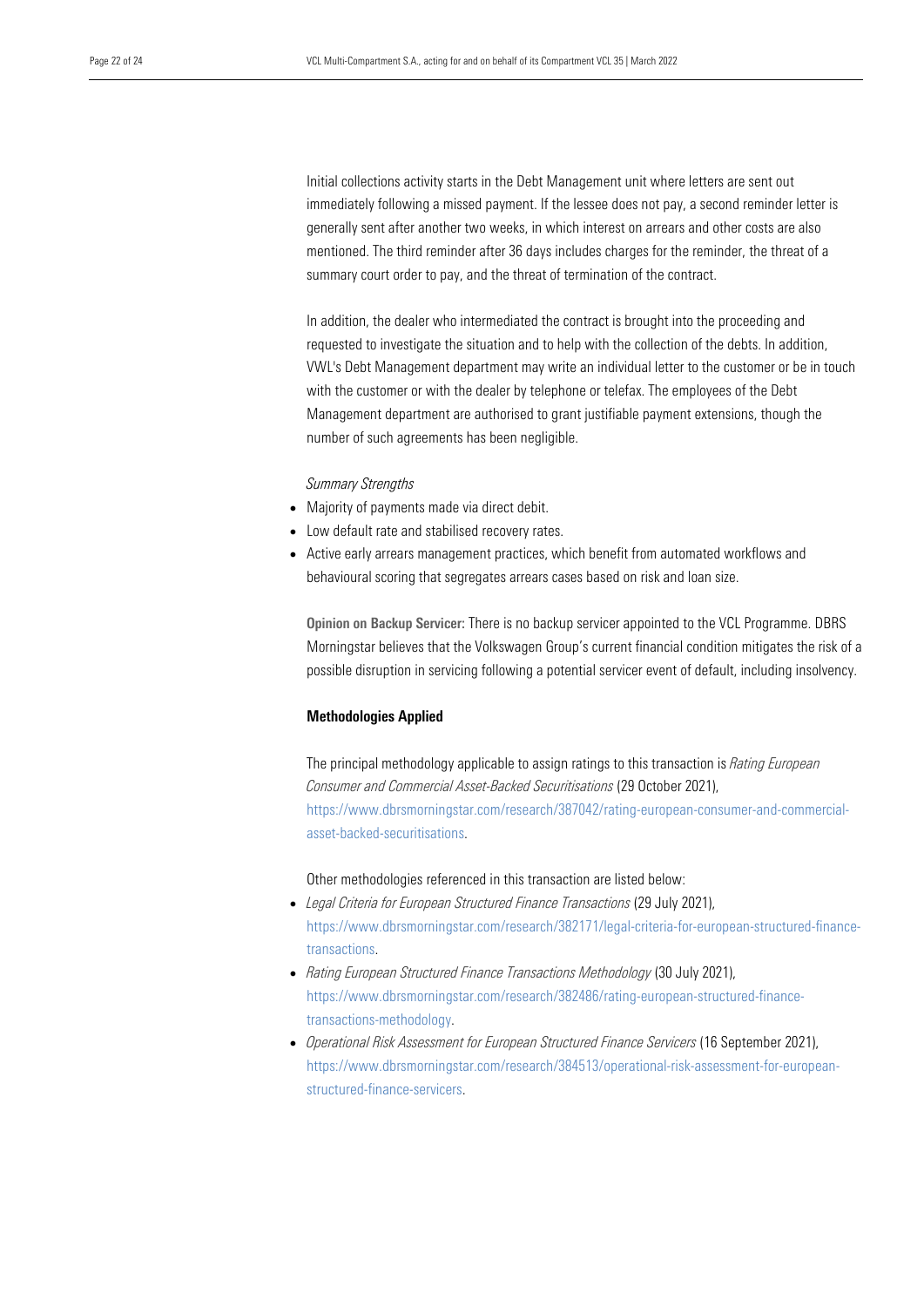Initial collections activity starts in the Debt Management unit where letters are sent out immediately following a missed payment. If the lessee does not pay, a second reminder letter is generally sent after another two weeks, in which interest on arrears and other costs are also mentioned. The third reminder after 36 days includes charges for the reminder, the threat of a summary court order to pay, and the threat of termination of the contract.

In addition, the dealer who intermediated the contract is brought into the proceeding and requested to investigate the situation and to help with the collection of the debts. In addition, VWL's Debt Management department may write an individual letter to the customer or be in touch with the customer or with the dealer by telephone or telefax. The employees of the Debt Management department are authorised to grant justifiable payment extensions, though the number of such agreements has been negligible.

*Summary Strengths*

- Majority of payments made via direct debit.
- Low default rate and stabilised recovery rates.
- Active early arrears management practices, which benefit from automated workflows and behavioural scoring that segregates arrears cases based on risk and loan size.

**Opinion on Backup Servicer:** There is no backup servicer appointed to the VCL Programme. DBRS Morningstar believes that the Volkswagen Group's current financial condition mitigates the risk of a possible disruption in servicing following a potential servicer event of default, including insolvency.

**Methodologies Applied**

The principal methodology applicable to assign ratings to this transaction is *Rating European Consumer and Commercial Asset-Backed Securitisations* (29 October 2021), https://www.dbrsmorningstar.com/research/387042/rating-european-consumer-and-commercial-asset-backed-securitisations.

Other methodologies referenced in this transaction are listed below:

- *Legal Criteria for European Structured Finance Transactions* (29 July 2021), https://www.dbrsmorningstar.com/research/382171/legal-criteria-for-european-structured-finance-transactions.
- *Rating European Structured Finance Transactions Methodology* (30 July 2021), https://www.dbrsmorningstar.com/research/382486/rating-european-structured-finance-transactions-methodology.
- *Operational Risk Assessment for European Structured Finance Servicers* (16 September 2021), https://www.dbrsmorningstar.com/research/384513/operational-risk-assessment-for-european-structured-finance-servicers.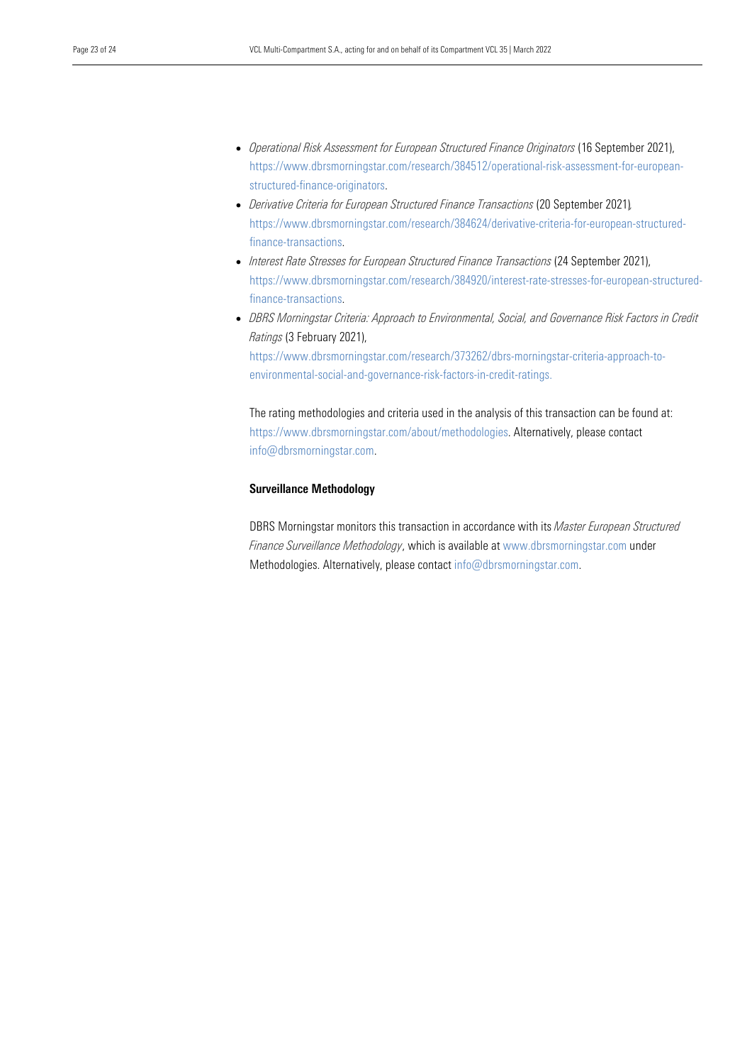- *Operational Risk Assessment for European Structured Finance Originators* (16 September 2021), https://www.dbrsmorningstar.com/research/384512/operational-risk-assessment-for-european-structured-finance-originators.
- *Derivative Criteria for European Structured Finance Transactions* (20 September 2021), https://www.dbrsmorningstar.com/research/384624/derivative-criteria-for-european-structured-finance-transactions.
- *Interest Rate Stresses for European Structured Finance Transactions* (24 September 2021), https://www.dbrsmorningstar.com/research/384920/interest-rate-stresses-for-european-structured-finance-transactions.
- *DBRS Morningstar Criteria: Approach to Environmental, Social, and Governance Risk Factors in Credit Ratings* (3 February 2021), https://www.dbrsmorningstar.com/research/373262/dbrs-morningstar-criteria-approach-to-environmental-social-and-governance-risk-factors-in-credit-ratings.

The rating methodologies and criteria used in the analysis of this transaction can be found at: https://www.dbrsmorningstar.com/about/methodologies. Alternatively, please contact info@dbrsmorningstar.com.

**Surveillance Methodology**

DBRS Morningstar monitors this transaction in accordance with its *Master European Structured Finance Surveillance Methodology*, which is available at www.dbrsmorningstar.com under Methodologies. Alternatively, please contact info@dbrsmorningstar.com.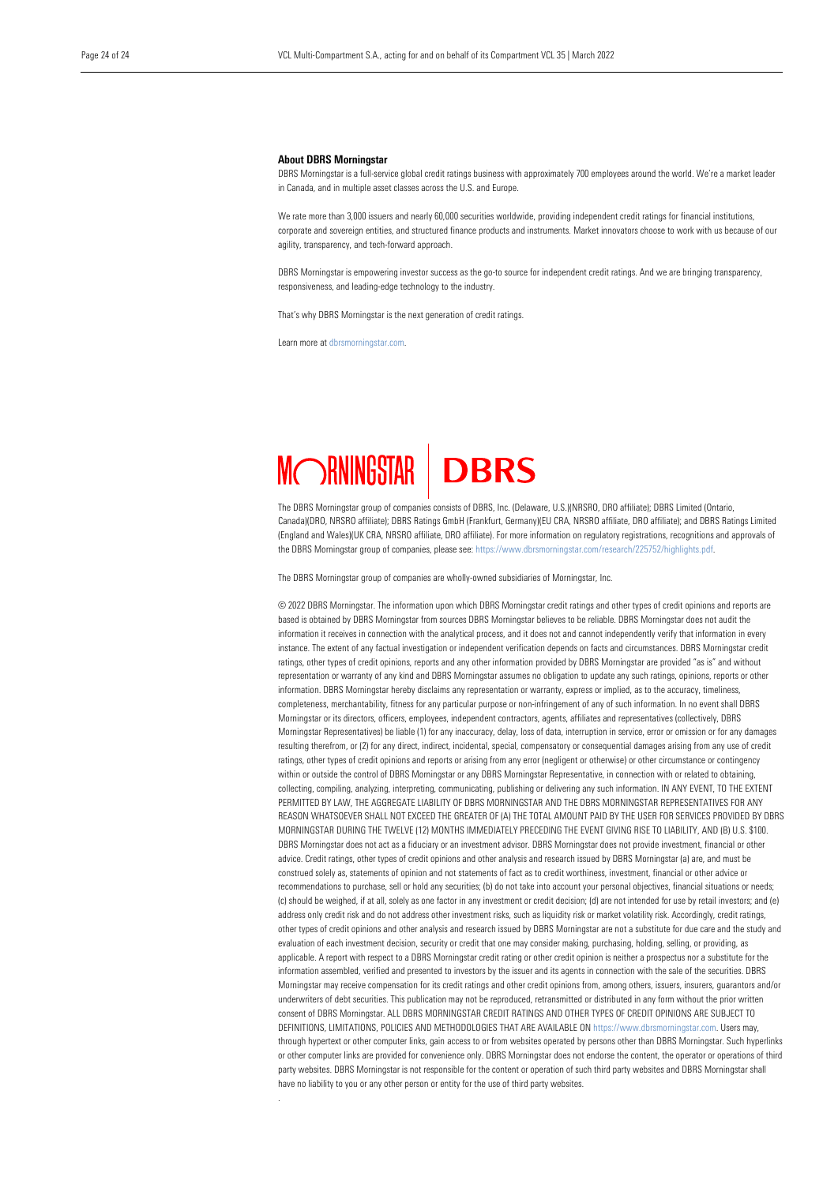**About DBRS Morningstar**

DBRS Morningstar is a full-service global credit ratings business with approximately 700 employees around the world. We're a market leader in Canada, and in multiple asset classes across the U.S. and Europe.

We rate more than 3,000 issuers and nearly 60,000 securities worldwide, providing independent credit ratings for financial institutions, corporate and sovereign entities, and structured finance products and instruments. Market innovators choose to work with us because of our agility, transparency, and tech-forward approach.

DBRS Morningstar is empowering investor success as the go-to source for independent credit ratings. And we are bringing transparency, responsiveness, and leading-edge technology to the industry.

That's why DBRS Morningstar is the next generation of credit ratings.

Learn more at dbrsmorningstar.com.

MORNINGSTAR | DBRS

The DBRS Morningstar group of companies consists of DBRS, Inc. (Delaware, U.S.)(NRSRO, DRO affiliate); DBRS Limited (Ontario, Canada)(DRO, NRSRO affiliate); DBRS Ratings GmbH (Frankfurt, Germany)(EU CRA, NRSRO affiliate, DRO affiliate); and DBRS Ratings Limited (England and Wales)(UK CRA, NRSRO affiliate, DRO affiliate). For more information on regulatory registrations, recognitions and approvals of the DBRS Morningstar group of companies, please see: https://www.dbrsmorningstar.com/research/225752/highlights.pdf.

The DBRS Morningstar group of companies are wholly-owned subsidiaries of Morningstar, Inc.

© 2022 DBRS Morningstar. The information upon which DBRS Morningstar credit ratings and other types of credit opinions and reports are based is obtained by DBRS Morningstar from sources DBRS Morningstar believes to be reliable. DBRS Morningstar does not audit the information it receives in connection with the analytical process, and it does not and cannot independently verify that information in every instance. The extent of any factual investigation or independent verification depends on facts and circumstances. DBRS Morningstar credit ratings, other types of credit opinions, reports and any other information provided by DBRS Morningstar are provided "as is" and without representation or warranty of any kind and DBRS Morningstar assumes no obligation to update any such ratings, opinions, reports or other information. DBRS Morningstar hereby disclaims any representation or warranty, express or implied, as to the accuracy, timeliness, completeness, merchantability, fitness for any particular purpose or non-infringement of any of such information. In no event shall DBRS Morningstar or its directors, officers, employees, independent contractors, agents, affiliates and representatives (collectively, DBRS Morningstar Representatives) be liable (1) for any inaccuracy, delay, loss of data, interruption in service, error or omission or for any damages resulting therefrom, or (2) for any direct, indirect, incidental, special, compensatory or consequential damages arising from any use of credit ratings, other types of credit opinions and reports or arising from any error (negligent or otherwise) or other circumstance or contingency within or outside the control of DBRS Morningstar or any DBRS Morningstar Representative, in connection with or related to obtaining, collecting, compiling, analyzing, interpreting, communicating, publishing or delivering any such information. IN ANY EVENT, TO THE EXTENT PERMITTED BY LAW, THE AGGREGATE LIABILITY OF DBRS MORNINGSTAR AND THE DBRS MORNINGSTAR REPRESENTATIVES FOR ANY REASON WHATSOEVER SHALL NOT EXCEED THE GREATER OF (A) THE TOTAL AMOUNT PAID BY THE USER FOR SERVICES PROVIDED BY DBRS MORNINGSTAR DURING THE TWELVE (12) MONTHS IMMEDIATELY PRECEDING THE EVENT GIVING RISE TO LIABILITY, AND (B) U.S. $100. DBRS Morningstar does not act as a fiduciary or an investment advisor. DBRS Morningstar does not provide investment, financial or other advice. Credit ratings, other types of credit opinions and other analysis and research issued by DBRS Morningstar (a) are, and must be construed solely as, statements of opinion and not statements of fact as to credit worthiness, investment, financial or other advice or recommendations to purchase, sell or hold any securities; (b) do not take into account your personal objectives, financial situations or needs; (c) should be weighed, if at all, solely as one factor in any investment or credit decision; (d) are not intended for use by retail investors; and (e) address only credit risk and do not address other investment risks, such as liquidity risk or market volatility risk. Accordingly, credit ratings, other types of credit opinions and other analysis and research issued by DBRS Morningstar are not a substitute for due care and the study and evaluation of each investment decision, security or credit that one may consider making, purchasing, holding, selling, or providing, as applicable. A report with respect to a DBRS Morningstar credit rating or other credit opinion is neither a prospectus nor a substitute for the information assembled, verified and presented to investors by the issuer and its agents in connection with the sale of the securities. DBRS Morningstar may receive compensation for its credit ratings and other credit opinions from, among others, issuers, insurers, guarantors and/or underwriters of debt securities. This publication may not be reproduced, retransmitted or distributed in any form without the prior written consent of DBRS Morningstar. ALL DBRS MORNINGSTAR CREDIT RATINGS AND OTHER TYPES OF CREDIT OPINIONS ARE SUBJECT TO DEFINITIONS, LIMITATIONS, POLICIES AND METHODOLOGIES THAT ARE AVAILABLE ON https://www.dbrsmorningstar.com. Users may, through hypertext or other computer links, gain access to or from websites operated by persons other than DBRS Morningstar. Such hyperlinks or other computer links are provided for convenience only. DBRS Morningstar does not endorse the content, the operator or operations of third party websites. DBRS Morningstar is not responsible for the content or operation of such third party websites and DBRS Morningstar shall have no liability to you or any other person or entity for the use of third party websites.